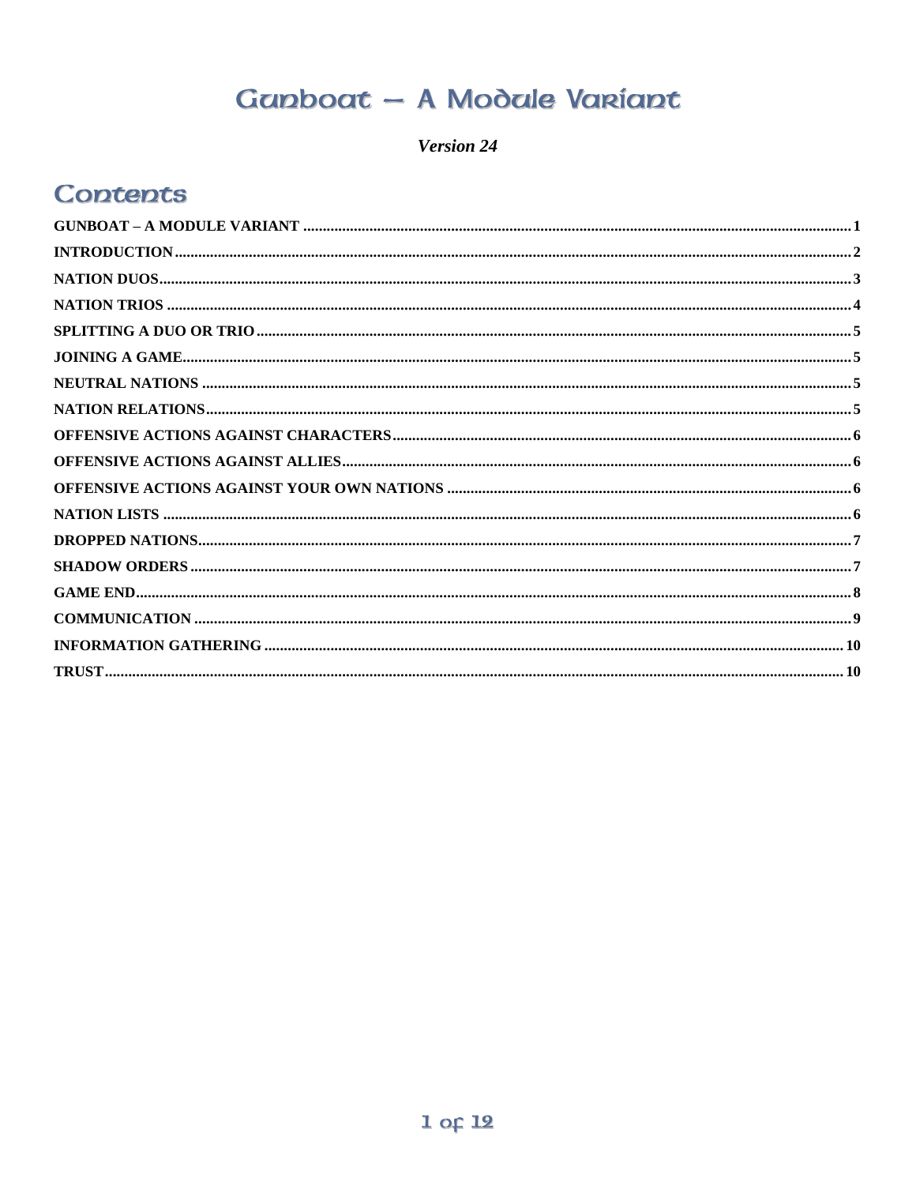# Gunboat – A Module Variant

***Version 24***

## Contents

- GUNBOAT – A MODULE VARIANT ... 1
- INTRODUCTION ... 2
- NATION DUOS ... 3
- NATION TRIOS ... 4
- SPLITTING A DUO OR TRIO ... 5
- JOINING A GAME ... 5
- NEUTRAL NATIONS ... 5
- NATION RELATIONS ... 5
- OFFENSIVE ACTIONS AGAINST CHARACTERS ... 6
- OFFENSIVE ACTIONS AGAINST ALLIES ... 6
- OFFENSIVE ACTIONS AGAINST YOUR OWN NATIONS ... 6
- NATION LISTS ... 6
- DROPPED NATIONS ... 7
- SHADOW ORDERS ... 7
- GAME END ... 8
- COMMUNICATION ... 9
- INFORMATION GATHERING ... 10
- TRUST ... 10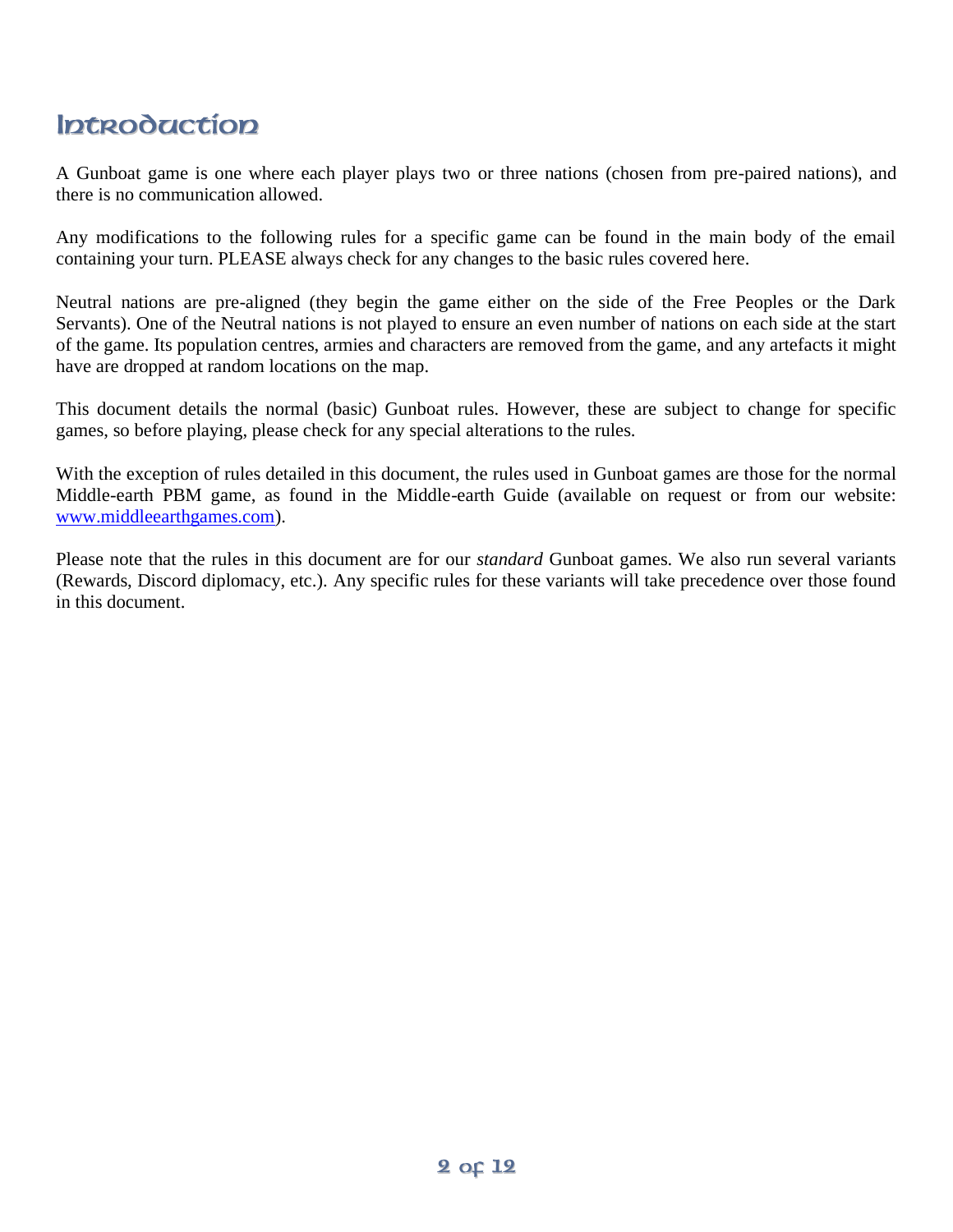# Introduction

A Gunboat game is one where each player plays two or three nations (chosen from pre-paired nations), and there is no communication allowed.

Any modifications to the following rules for a specific game can be found in the main body of the email containing your turn. PLEASE always check for any changes to the basic rules covered here.

Neutral nations are pre-aligned (they begin the game either on the side of the Free Peoples or the Dark Servants). One of the Neutral nations is not played to ensure an even number of nations on each side at the start of the game. Its population centres, armies and characters are removed from the game, and any artefacts it might have are dropped at random locations on the map.

This document details the normal (basic) Gunboat rules. However, these are subject to change for specific games, so before playing, please check for any special alterations to the rules.

With the exception of rules detailed in this document, the rules used in Gunboat games are those for the normal Middle-earth PBM game, as found in the Middle-earth Guide (available on request or from our website: [www.middleearthgames.com](http://www.middleearthgames.com)).

Please note that the rules in this document are for our *standard* Gunboat games. We also run several variants (Rewards, Discord diplomacy, etc.). Any specific rules for these variants will take precedence over those found in this document.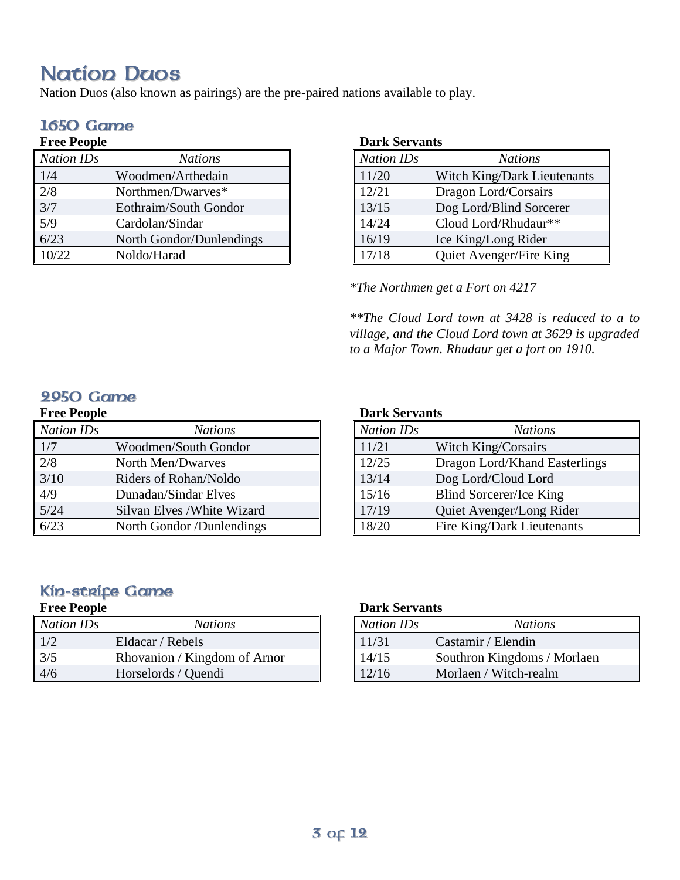# Nation Duos

Nation Duos (also known as pairings) are the pre-paired nations available to play.

## 1650 Game

**Free People**

| *Nation IDs* | *Nations* |
|---|---|
| 1/4 | Woodmen/Arthedain |
| 2/8 | Northmen/Dwarves* |
| 3/7 | Eothraim/South Gondor |
| 5/9 | Cardolan/Sindar |
| 6/23 | North Gondor/Dunlendings |
| 10/22 | Noldo/Harad |

**Dark Servants**

| *Nation IDs* | *Nations* |
|---|---|
| 11/20 | Witch King/Dark Lieutenants |
| 12/21 | Dragon Lord/Corsairs |
| 13/15 | Dog Lord/Blind Sorcerer |
| 14/24 | Cloud Lord/Rhudaur** |
| 16/19 | Ice King/Long Rider |
| 17/18 | Quiet Avenger/Fire King |

*\*The Northmen get a Fort on 4217*

*\*\*The Cloud Lord town at 3428 is reduced to a to village, and the Cloud Lord town at 3629 is upgraded to a Major Town. Rhudaur get a fort on 1910.*

## 2950 Game

**Free People**

| *Nation IDs* | *Nations* |
|---|---|
| 1/7 | Woodmen/South Gondor |
| 2/8 | North Men/Dwarves |
| 3/10 | Riders of Rohan/Noldo |
| 4/9 | Dunadan/Sindar Elves |
| 5/24 | Silvan Elves /White Wizard |
| 6/23 | North Gondor /Dunlendings |

**Dark Servants**

| *Nation IDs* | *Nations* |
|---|---|
| 11/21 | Witch King/Corsairs |
| 12/25 | Dragon Lord/Khand Easterlings |
| 13/14 | Dog Lord/Cloud Lord |
| 15/16 | Blind Sorcerer/Ice King |
| 17/19 | Quiet Avenger/Long Rider |
| 18/20 | Fire King/Dark Lieutenants |

## Kin-strife Game

**Free People**

| *Nation IDs* | *Nations* |
|---|---|
| 1/2 | Eldacar / Rebels |
| 3/5 | Rhovanion / Kingdom of Arnor |
| 4/6 | Horselords / Quendi |

**Dark Servants**

| *Nation IDs* | *Nations* |
|---|---|
| 11/31 | Castamir / Elendin |
| 14/15 | Southron Kingdoms / Morlaen |
| 12/16 | Morlaen / Witch-realm |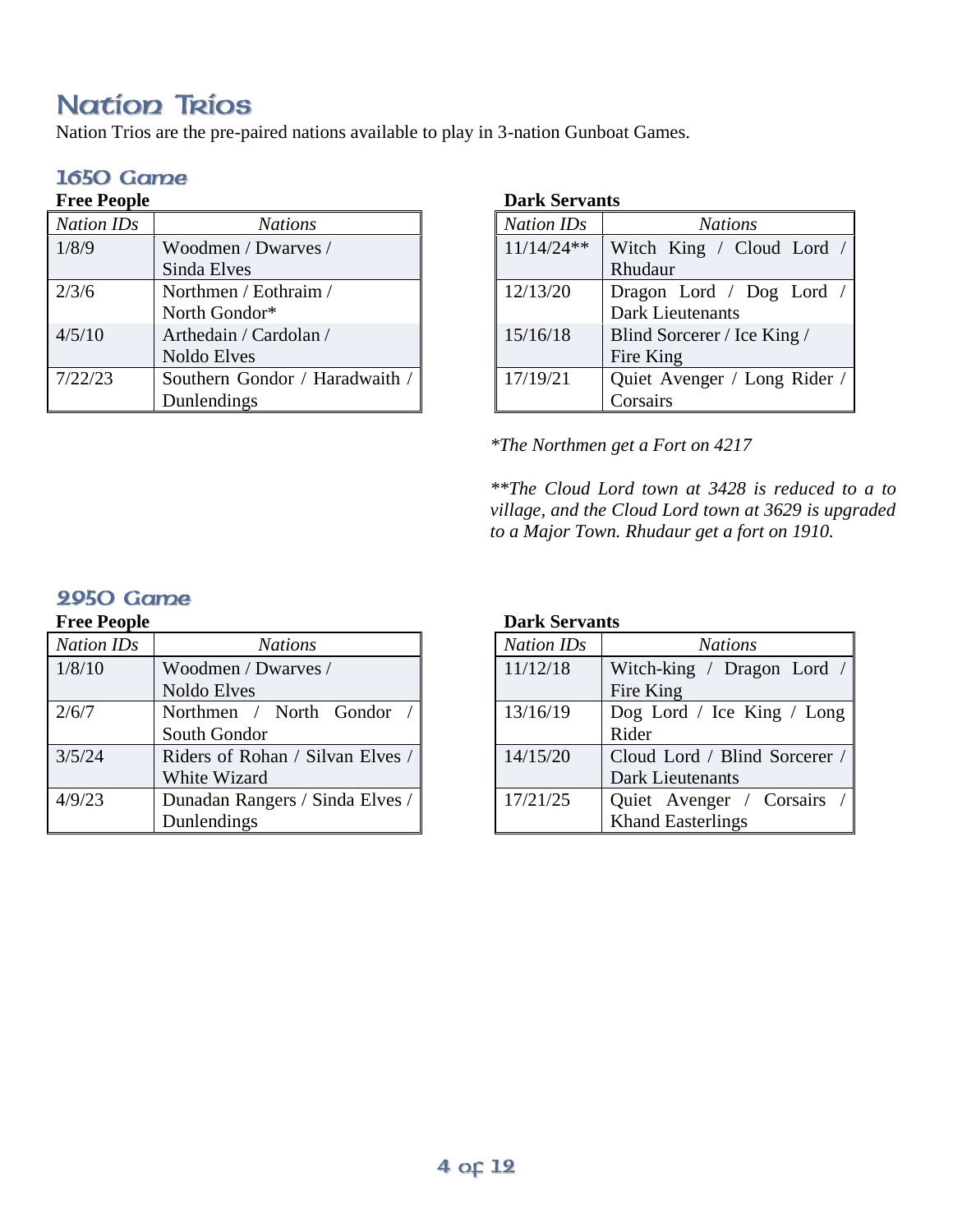# Nation Trios

Nation Trios are the pre-paired nations available to play in 3-nation Gunboat Games.

## 1650 Game

**Free People**

| *Nation IDs* | *Nations* |
|---|---|
| 1/8/9 | Woodmen / Dwarves / Sinda Elves |
| 2/3/6 | Northmen / Eothraim / North Gondor* |
| 4/5/10 | Arthedain / Cardolan / Noldo Elves |
| 7/22/23 | Southern Gondor / Haradwaith / Dunlendings |

**Dark Servants**

| *Nation IDs* | *Nations* |
|---|---|
| 11/14/24** | Witch King / Cloud Lord / Rhudaur |
| 12/13/20 | Dragon Lord / Dog Lord / Dark Lieutenants |
| 15/16/18 | Blind Sorcerer / Ice King / Fire King |
| 17/19/21 | Quiet Avenger / Long Rider / Corsairs |

*\*The Northmen get a Fort on 4217*

*\*\*The Cloud Lord town at 3428 is reduced to a to village, and the Cloud Lord town at 3629 is upgraded to a Major Town. Rhudaur get a fort on 1910.*

## 2950 Game

**Free People**

| *Nation IDs* | *Nations* |
|---|---|
| 1/8/10 | Woodmen / Dwarves / Noldo Elves |
| 2/6/7 | Northmen / North Gondor / South Gondor |
| 3/5/24 | Riders of Rohan / Silvan Elves / White Wizard |
| 4/9/23 | Dunadan Rangers / Sinda Elves / Dunlendings |

**Dark Servants**

| *Nation IDs* | *Nations* |
|---|---|
| 11/12/18 | Witch-king / Dragon Lord / Fire King |
| 13/16/19 | Dog Lord / Ice King / Long Rider |
| 14/15/20 | Cloud Lord / Blind Sorcerer / Dark Lieutenants |
| 17/21/25 | Quiet Avenger / Corsairs / Khand Easterlings |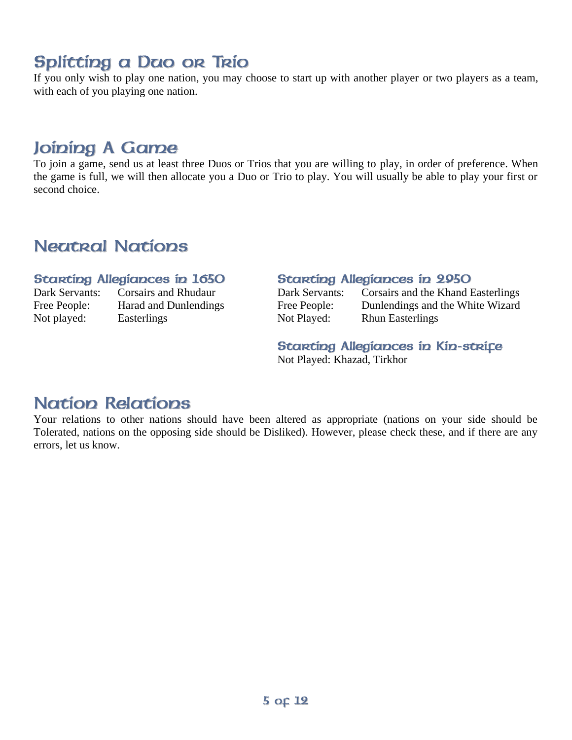## Splitting a Duo or Trio

If you only wish to play one nation, you may choose to start up with another player or two players as a team, with each of you playing one nation.

## Joining A Game

To join a game, send us at least three Duos or Trios that you are willing to play, in order of preference. When the game is full, we will then allocate you a Duo or Trio to play. You will usually be able to play your first or second choice.

## Neutral Nations

### Starting Allegiances in 1650

| | |
|---|---|
| Dark Servants: | Corsairs and Rhudaur |
| Free People: | Harad and Dunlendings |
| Not played: | Easterlings |

### Starting Allegiances in 2950

| | |
|---|---|
| Dark Servants: | Corsairs and the Khand Easterlings |
| Free People: | Dunlendings and the White Wizard |
| Not Played: | Rhun Easterlings |

### Starting Allegiances in Kin-strife

Not Played: Khazad, Tirkhor

## Nation Relations

Your relations to other nations should have been altered as appropriate (nations on your side should be Tolerated, nations on the opposing side should be Disliked). However, please check these, and if there are any errors, let us know.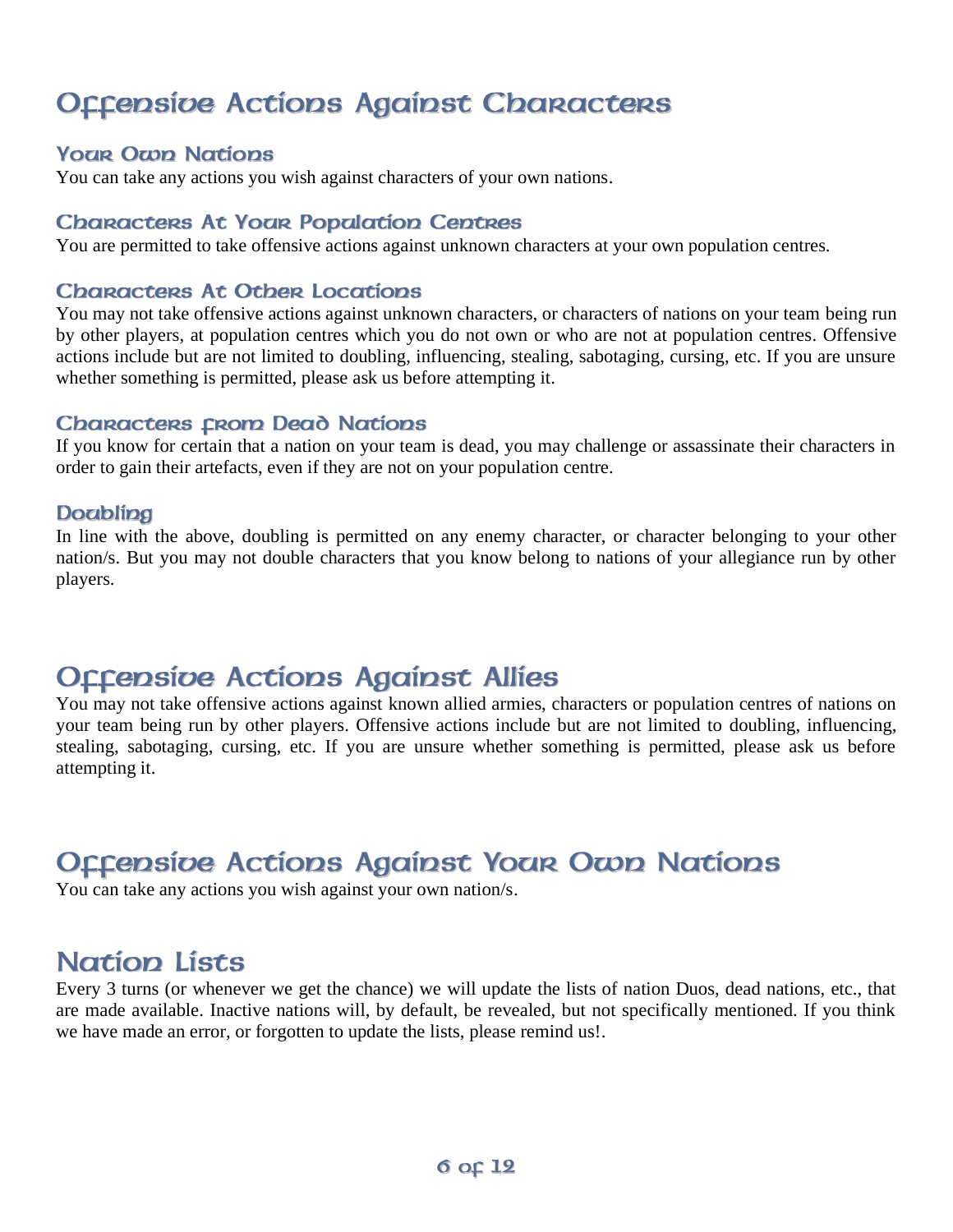# Offensive Actions Against Characters

## Your Own Nations

You can take any actions you wish against characters of your own nations.

## Characters At Your Population Centres

You are permitted to take offensive actions against unknown characters at your own population centres.

## Characters At Other Locations

You may not take offensive actions against unknown characters, or characters of nations on your team being run by other players, at population centres which you do not own or who are not at population centres. Offensive actions include but are not limited to doubling, influencing, stealing, sabotaging, cursing, etc. If you are unsure whether something is permitted, please ask us before attempting it.

## Characters from Dead Nations

If you know for certain that a nation on your team is dead, you may challenge or assassinate their characters in order to gain their artefacts, even if they are not on your population centre.

## Doubling

In line with the above, doubling is permitted on any enemy character, or character belonging to your other nation/s. But you may not double characters that you know belong to nations of your allegiance run by other players.

# Offensive Actions Against Allies

You may not take offensive actions against known allied armies, characters or population centres of nations on your team being run by other players. Offensive actions include but are not limited to doubling, influencing, stealing, sabotaging, cursing, etc. If you are unsure whether something is permitted, please ask us before attempting it.

# Offensive Actions Against Your Own Nations

You can take any actions you wish against your own nation/s.

# Nation Lists

Every 3 turns (or whenever we get the chance) we will update the lists of nation Duos, dead nations, etc., that are made available. Inactive nations will, by default, be revealed, but not specifically mentioned. If you think we have made an error, or forgotten to update the lists, please remind us!.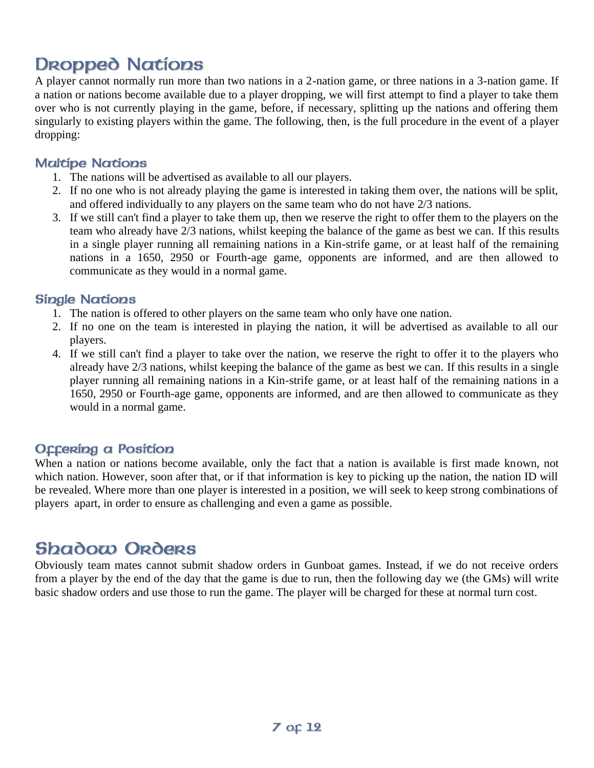# Dropped Nations

A player cannot normally run more than two nations in a 2-nation game, or three nations in a 3-nation game. If a nation or nations become available due to a player dropping, we will first attempt to find a player to take them over who is not currently playing in the game, before, if necessary, splitting up the nations and offering them singularly to existing players within the game. The following, then, is the full procedure in the event of a player dropping:

## Multipe Nations

1. The nations will be advertised as available to all our players.
2. If no one who is not already playing the game is interested in taking them over, the nations will be split, and offered individually to any players on the same team who do not have 2/3 nations.
3. If we still can't find a player to take them up, then we reserve the right to offer them to the players on the team who already have 2/3 nations, whilst keeping the balance of the game as best we can. If this results in a single player running all remaining nations in a Kin-strife game, or at least half of the remaining nations in a 1650, 2950 or Fourth-age game, opponents are informed, and are then allowed to communicate as they would in a normal game.

## Single Nations

1. The nation is offered to other players on the same team who only have one nation.
2. If no one on the team is interested in playing the nation, it will be advertised as available to all our players.
4. If we still can't find a player to take over the nation, we reserve the right to offer it to the players who already have 2/3 nations, whilst keeping the balance of the game as best we can. If this results in a single player running all remaining nations in a Kin-strife game, or at least half of the remaining nations in a 1650, 2950 or Fourth-age game, opponents are informed, and are then allowed to communicate as they would in a normal game.

## Offering a Position

When a nation or nations become available, only the fact that a nation is available is first made known, not which nation. However, soon after that, or if that information is key to picking up the nation, the nation ID will be revealed. Where more than one player is interested in a position, we will seek to keep strong combinations of players apart, in order to ensure as challenging and even a game as possible.

# Shadow Orders

Obviously team mates cannot submit shadow orders in Gunboat games. Instead, if we do not receive orders from a player by the end of the day that the game is due to run, then the following day we (the GMs) will write basic shadow orders and use those to run the game. The player will be charged for these at normal turn cost.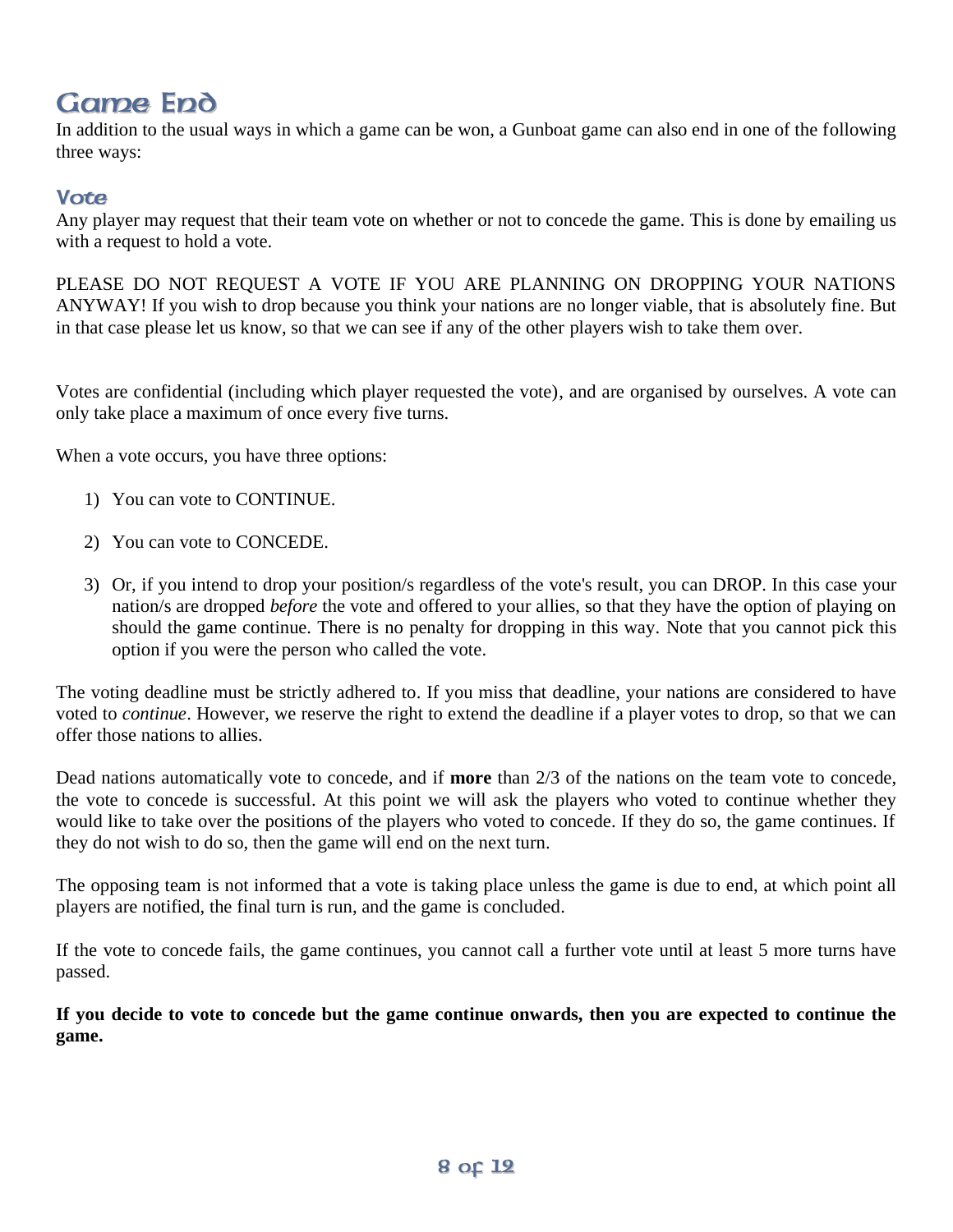# Game End

In addition to the usual ways in which a game can be won, a Gunboat game can also end in one of the following three ways:

## Vote

Any player may request that their team vote on whether or not to concede the game. This is done by emailing us with a request to hold a vote.

PLEASE DO NOT REQUEST A VOTE IF YOU ARE PLANNING ON DROPPING YOUR NATIONS ANYWAY! If you wish to drop because you think your nations are no longer viable, that is absolutely fine. But in that case please let us know, so that we can see if any of the other players wish to take them over.

Votes are confidential (including which player requested the vote), and are organised by ourselves. A vote can only take place a maximum of once every five turns.

When a vote occurs, you have three options:

1) You can vote to CONTINUE.

2) You can vote to CONCEDE.

3) Or, if you intend to drop your position/s regardless of the vote's result, you can DROP. In this case your nation/s are dropped *before* the vote and offered to your allies, so that they have the option of playing on should the game continue. There is no penalty for dropping in this way. Note that you cannot pick this option if you were the person who called the vote.

The voting deadline must be strictly adhered to. If you miss that deadline, your nations are considered to have voted to *continue*. However, we reserve the right to extend the deadline if a player votes to drop, so that we can offer those nations to allies.

Dead nations automatically vote to concede, and if **more** than 2/3 of the nations on the team vote to concede, the vote to concede is successful. At this point we will ask the players who voted to continue whether they would like to take over the positions of the players who voted to concede. If they do so, the game continues. If they do not wish to do so, then the game will end on the next turn.

The opposing team is not informed that a vote is taking place unless the game is due to end, at which point all players are notified, the final turn is run, and the game is concluded.

If the vote to concede fails, the game continues, you cannot call a further vote until at least 5 more turns have passed.

**If you decide to vote to concede but the game continue onwards, then you are expected to continue the game.**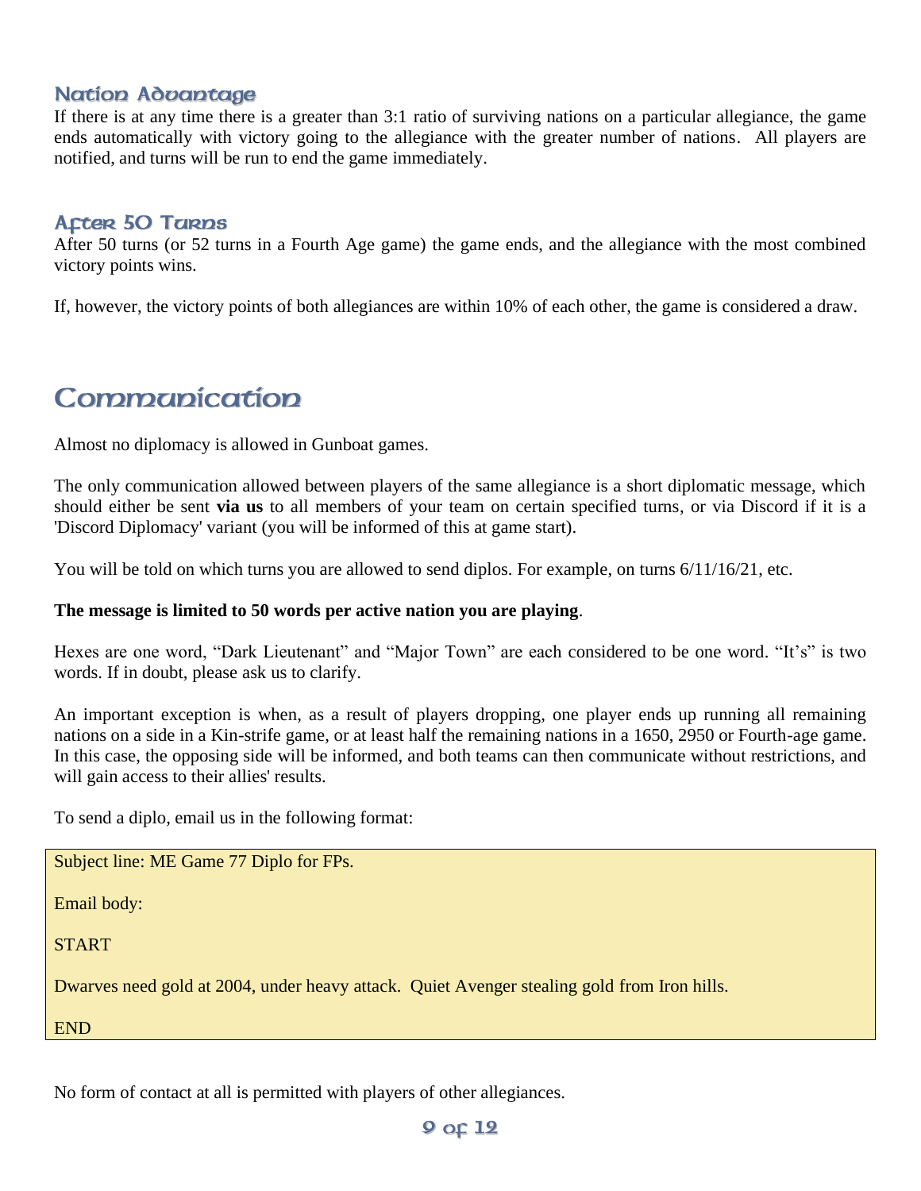### Nation Advantage

If there is at any time there is a greater than 3:1 ratio of surviving nations on a particular allegiance, the game ends automatically with victory going to the allegiance with the greater number of nations. All players are notified, and turns will be run to end the game immediately.

### After 50 Turns

After 50 turns (or 52 turns in a Fourth Age game) the game ends, and the allegiance with the most combined victory points wins.

If, however, the victory points of both allegiances are within 10% of each other, the game is considered a draw.

## Communication

Almost no diplomacy is allowed in Gunboat games.

The only communication allowed between players of the same allegiance is a short diplomatic message, which should either be sent **via us** to all members of your team on certain specified turns, or via Discord if it is a 'Discord Diplomacy' variant (you will be informed of this at game start).

You will be told on which turns you are allowed to send diplos. For example, on turns 6/11/16/21, etc.

**The message is limited to 50 words per active nation you are playing**.

Hexes are one word, "Dark Lieutenant" and "Major Town" are each considered to be one word. "It's" is two words. If in doubt, please ask us to clarify.

An important exception is when, as a result of players dropping, one player ends up running all remaining nations on a side in a Kin-strife game, or at least half the remaining nations in a 1650, 2950 or Fourth-age game. In this case, the opposing side will be informed, and both teams can then communicate without restrictions, and will gain access to their allies' results.

To send a diplo, email us in the following format:

```
Subject line: ME Game 77 Diplo for FPs.

Email body:

START

Dwarves need gold at 2004, under heavy attack.  Quiet Avenger stealing gold from Iron hills.

END
```

No form of contact at all is permitted with players of other allegiances.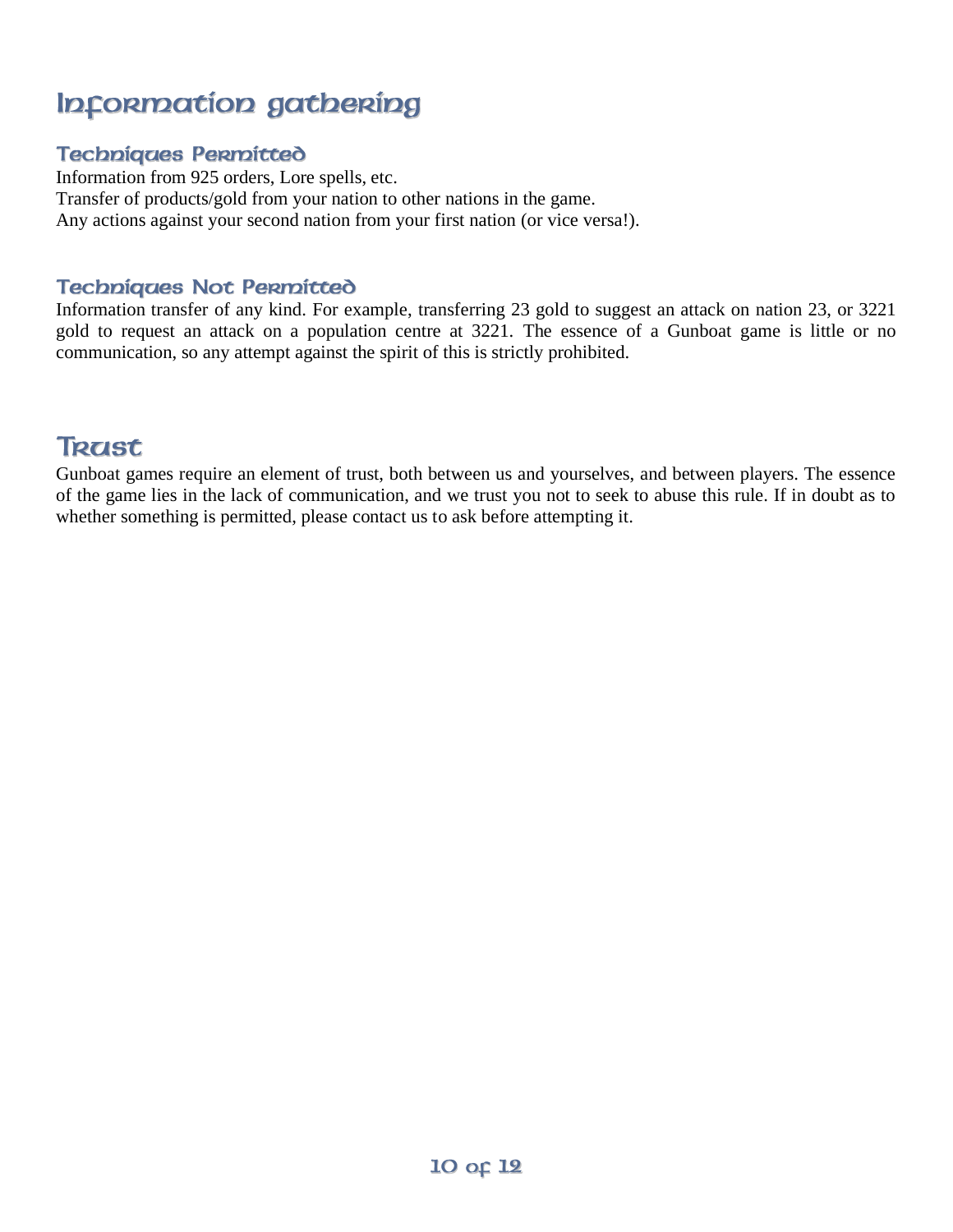# Information gathering

## Techniques Permitted

Information from 925 orders, Lore spells, etc.
Transfer of products/gold from your nation to other nations in the game.
Any actions against your second nation from your first nation (or vice versa!).

## Techniques Not Permitted

Information transfer of any kind. For example, transferring 23 gold to suggest an attack on nation 23, or 3221 gold to request an attack on a population centre at 3221. The essence of a Gunboat game is little or no communication, so any attempt against the spirit of this is strictly prohibited.

# Trust

Gunboat games require an element of trust, both between us and yourselves, and between players. The essence of the game lies in the lack of communication, and we trust you not to seek to abuse this rule. If in doubt as to whether something is permitted, please contact us to ask before attempting it.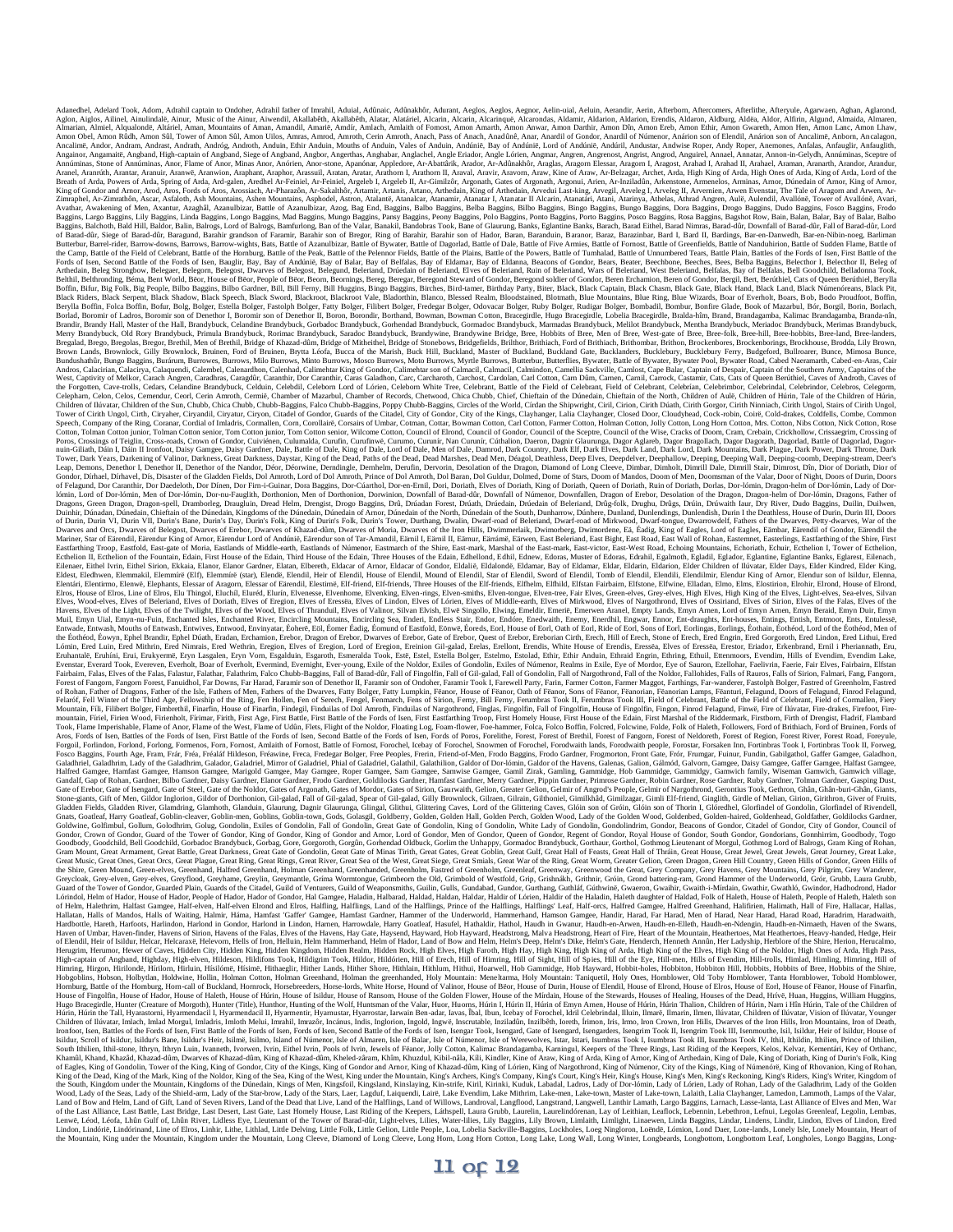Adanedhel, Adelard Took, Adorn, Adrahil captain to Ondoher, Adrahil father of Imrahil, Aduial, Adûnaic, Adûnakhôr, Adurant, Aeglos, Aeglos, Aegnor, Aelin-uial, Aeluin, Aerandir, Aerin, Afterborn, Aftercomers, Afterlithe, Afteryule, Agarwaen, Aghan, Aglarond, Aglon, Aiglos, Ailinel, Ainulindalë, Ainur, Music of the Ainur, Aiwendil, Akallabêth, Akallabêth, Alatar, Alatáriel, Alcarin, Alcarin, Alcarinquë, Alcarondas, Aldamir, Aldarion, Aldarion, Erendis, Aldaron, Aldburg, Aldëa, Aldor, Alfirin, Algund, Almaida, Almaren, Alqualondë, Altáriel, Aman, Mountains of Aman, Amandil, Amarië, Amdír, Amlach, Amlaith of Fornost, Amon Amarth, Amon Anwar, Amon Darthir, Amon Dîn, Amon Ereb, Amon Ethir, Amon Gwareth, Amon Hen, Amon Lanc, Amon Lhaw, Amon Obel, Amon Rûdh, Amon Sûl, Tower of Amon Sûl, Amon Uilos, Amras, Amrod, Amroth, Cerin Amroth, Anach, Pass of Anach, Anadûnê, Anar, Anardil of Gondor, Anardil of Númenor, Anárion son of Elendil, Anárion son of Ancalimë, Anborn, Ancalagon, Ancalimë, Andor, Andram, Andrast, Andrath, Andróg, Androth, Anduin, Ethir Anduin, Mouths of Anduin, Vales of Anduin, Andúnië, Bay of Andúnië, Lord of Andúnië, Andúril, Andustar, Andwise Roper, Andy Roper, Anemones, Anfalas, Anfauglir, Anfauglith, Angainor, Angamaitë, Angband, High-captain of Angband, Siege of Angband, Angbor, Angerthas, Anghabar, Anglachel, Angle Eriador, Angle Lórien, Angmar, Angren, Angrenost, Angrist, Angrod, Anguirel, Annael, Annatar, Annon-in-Gelydh, Annúminas, Sceptre of Annúminas, Stone of Annúminas, Anor, Flame of Anor, Minas Anor, Anórien, Anor-stone, Apanónar, Appledore, Ar-Abattârik, Arador, Ar-Adûnakhôr, Araglas, Aragorn Elessar, Aragorn I, Aragost, Arahad I, Arahad II, Arahael, Araman, Aranarth, Aranruth, Arandur, Aranel, Aranruth, Arantar, Aranuir, Aranwë, Araphor, Araphant, Araphor, Arassuil, Aratan, Aratar, Arathorn I, Arathorn II, Araval, Aravir, Aravorn, Araw, Kine of Araw, Ar-Belzagar, Archet, Arda, High King of Arda, High Ones of Arda, Lord of Arda, Lord of the Breath of Arda, Powers of Arda, Spring of Arda, Ard-galen, Aredhel Ar-Feiniel, Ar-Feiniel, Argeleb I, Argeleb II, Ar-Gimilzôr, Argonath, Gates of Argonath, Argonui, Arien, Ar-Inziladûn, Arkenstone, Armenelos, Arminas, Arnor, Dúnedain of Arnor, King of Arnor, King of Gondor and Arnor, Arod, Aros, Fords of Aros, Arossiach, Ar-Pharazôn, Ar-Sakalthôr, Artamir, Artanis, Artano, Arthedain, Arvedui Last-king, Arvegil, Arveleg I, Arveleg II, Arvernien, Arwen Evenstar, The Tale of Aragorn and Arwen, Ar-Zimraphel, Ar-Zimrathôn, Ascar, Asfaloth, Ash Mountains, Ashen Mountains, Asphodel, Astron, Atalantë, Atanalcar, Atanamir, Atanatar I, Atanatar II Alcarin, Atanatári, Atani, Atarinya, Athelas, Athrad Angren, Aulë, Aulendil, Avallónë, Tower of Avallónë, Avari, Avathar, Awakening of Men, Axantur, Azaghâl, Azanulbizar, Battle of Azanulbizar, Azog, Bag End, Baggins, Balbo Baggins, Belba Baggins, Bilbo Baggins, Bingo Baggins, Bungo Baggins, Dora Baggins, Drogo Baggins, Dudo Baggins, Fosco Baggins, Frodo Baggins, Largo Baggins, Lily Baggins, Linda Baggins, Longo Baggins, Mad Baggins, Mungo Baggins, Pansy Baggins, Peony Baggins, Polo Baggins, Ponto Baggins, Porto Baggins, Posco Baggins, Rosa Baggins, Bagshot Row, Bain, Balan, Balar, Bay of Balar, Balbo Baggins, Balchoth, Bald Hill, Baldor, Balin, Balrogs, Lord of Balrogs, Bamfurlong, Ban of the Valar, Banakil, Bandobras Took, Bane of Glaurung, Banks, Eglantine Banks, Barach, Barad Eithel, Barad Nimras, Barad-dûr, Downfall of Barad-dûr, Fall of Barad-dûr, Lord of Barad-dûr, Siege of Barad-dûr, Baragund, Barahir grandson of Faramir, Barahir son of Bregor, Ring of Barahir, Barahir, Steward of Gondor, Barahir son of Hador, Baran, Baranduin, Baranor, Baraz, Barazinbar, Bard I, Bard II, Bardings, Bar-en-Danwedh, Bar-en-Nibin-noeg, Barliman Butterbur, Barrel-rider, Barrow-downs, Barrows, Barrow-wights, Bats, Battle of Azanulbizar, Battle of Bywater, Battle of Dagorlad, Battle of Dale, Battle of Five Armies, Battle of Fornost, Battle of Greenfields, Battle of Nanduhirion, Battle of Sudden Flame, Battle of the Camp, Battle of the Field of Celebrant, Battle of the Hornburg, Battle of the Peak, Battle of the Pelennor Fields, Battle of the Plains, Battle of the Powers, Battle of Tumhalad, Battle of Unnumbered Tears, Battle Plain, Battles of the Fords of Isen, First Battle of the Fords of Isen, Second Battle of the Fords of Isen, Bauglir, Bay, Bay of Andúnië, Bay of Balar, Bay of Belfalas, Bay of Eldamar, Bay of Eldanna, Beacons of Gondor, Bears, Beater, Beechbone, Beeches, Bees, Belba Baggins, Belecthor I, Belecthor II, Beleg of Arthedain, Beleg Strongbow, Belegaer, Belegorn, Belegost, Dwarves of Belegost, Belegund, Beleriand, Drúedain of Beleriand, Elves of Beleriand, Ruin of Beleriand, Wars of Beleriand, West Beleriand, Belfalas, Bay of Belfalas, Bell Goodchild, Belladonna Took, Belthil, Belthronding, Bëma, Bent World, Bëor, House of Bëor, People of Bëor, Beornings, Bereg, Beregar, Beregond Steward of Gondor, Beregond soldier of Gondor, Beren Erchamion, Beren of Gondor, Bergil, Bert, Berúthiel, Cats of Queen Berúthiel, Berylla Boffin, Bifur, Big Folk, Big People, Bilbo Baggins, Bilbo Gardner, Bill, Bill Ferny, Bill Huggins, Bingo Baggins, Birches, Bird-tamer, Birthday Party, Biter, Black, Black Captain, Black Chasm, Black Gate, Black Hand, Black Land, Black Númenóreans, Black Pit, Black Riders, Black Serpent, Black Shadow, Black Speech, Black Sword, Blackroot, Blackroot Vale, Bladorthin, Blanco, Blessed Realm, Bloodstained, Blotmath, Blue Mountains, Blue Ring, Blue Wizards, Boar of Everholt, Boars, Bob, Bodo Proudfoot, Boffin, Berylla Boffin, Folca Boffin, Bofur, Bolg, Bolger, Estella Bolger, Fastolph Bolger, Fatty Bolger, Filibert Bolger, Fredegar Bolger, Odovacar Bolger, Ruby Bolger, Rudigar Bolger, Bombadil, Bombur, Bonfire Glade, Book of Mazarbul, Bór, Borgil, Borin, Borlach, Borlad, Boromir of Ladros, Boromir son of Denethor I, Boromir son of Denethor II, Boron, Borondir, Borthand, Bowman, Bowman Cotton, Bracegirdle, Hugo Bracegirdle, Lobelia Bracegirdle, Bralda-hîm, Brand, Brandagamba, Kalimac Brandagamba, Branda-nîn, Brandir, Brandy Hall, Master of the Hall, Brandybuck, Celandine Brandybuck, Gorbadoc Brandybuck, Gorhendad Brandybuck, Gormadoc Brandybuck, Marmadas Brandybuck, Melilot Brandybuck, Mentha Brandybuck, Meriadoc Brandybuck, Merimas Brandybuck, Merry Brandybuck, Old Rory Brandybuck, Primula Brandybuck, Rorimac Brandybuck, Saradoc Brandybuck, Brandywine, Brandywine Bridge, Bree, Hobbits of Bree, Men of Bree, West-gate of Bree, Bree-folk, Bree-hill, Bree-hobbits, Bree-land, Bree-landers, Bregalad, Brego, Bregolas, Bregor, Brethil, Men of Brethil, Bridge of Khazad-dûm, Bridge of Mitheithel, Bridge of Stonebows, Bridgefields, Brilthor, Brithiach, Ford of Brithiach, Brithombar, Brithon, Brockenbores, Brockhouse, Brodda, Lily Brown, Brown Lands, Brownlock, Gilly Brownlock, Bruinen, Ford of Bruinen, Brytta Léofa, Bucca of the Marish, Buck Hill, Buckland, Master of Buckland, Buckland Gate, Bucklanders, Bucklebury, Bucklebury Ferry, Budgeford, Bullroarer, Bunce, Mimosa Bunce, Bundushathûr, Bungo Baggins, Burárum, Burrowes, Burrows, Milo Burrows, Minto Burrows, Moto Burrows, Myrtle Burrows, Butterbur, Butterflies, Bywater, Battle of Bywater, Bywater Pool, Bywater Road, Cabed Naeramarth, Cabed-en-Aras, Cair Andros, Calacirian, Calacirya, Calaquendi, Calembel, Calenardhon, Calenhad, Calimehtar King of Gondor, Calimehtar son of Calmacil, Calmacil, Calmindon, Camellia Sackville, Camlost, Cape Balar, Captain of Despair, Captain of the Southern Army, Captains of the West, Captivity of Melkor, Carach Angren, Caradhras, Caragdûr, Carandril, Caras Galadhon, Carc, Carcharoth, Carchost, Cardolan, Carl Cotton, Carn Dûm, Carnen, Carnil, Carrock, Castamir, Cats, Cats of Queen Berúthiel, Caves of Androth, Caves of the Forgotten, Cave-trolls, Cedars, Celandine Brandybuck, Celduin, Celebdil, Celeborn Lord of Lórien, Celebórn White Tree, Celebrant, Battle of the Field of Celebrant, Field of Celebrant, Celebrían, Celebrimbor, Celebrindal, Celebrindor, Celebros, Celegorm, Celepharn, Celon, Celos, Cemendur, Ceorl, Cerin Amroth, Cermië, Chamber of Mazarbul, Chamber of Records, Chetwood, Chica Chubb, Chief, Chieftain of the Dúnedain, Chieftain of the North, Children of Aulë, Children of Húrin, Tale of the Children of Húrin, Children of Ilúvatar, Children of the Sun, Chubb, Chica Chubb, Chubb-Baggins, Falco Chubb-Baggins, Poppy Chubb-Baggins, Circles of the World, Círdan the Shipwright, Ciril, Cirion, Cirith Dúath, Cirith Gorgor, Cirith Ninniach, Cirith Ungol, Stairs of Cirith Ungol, Tower of Cirith Ungol, Cirth, Ciryaher, Ciryandil, Ciryatur, Ciryon, Citadel of Gondor, Guards of the Citadel, City of the Kings, Clayhanger, Lalia Clayhanger, Closed Door, Cloudyhead, Cock-robin, Coirë, Cold-drakes, Coldfells, Combe, Common Speech, Company of the Ring, Corsair, Cormallen, Corn, Corollairë, Corsairs of Umbar, Cotman, Cottar, Bowman Cotton, Carl Cotton, Farmer Cotton, Holman Cotton, Jolly Cotton, Long Hom Cotton, Mrs. Cotton, Nibs Cotton, Nick Cotton, Rose Cotton, Tolman Cotton junior, Tolman Cotton senior, Tom Cotton junior, Tom Cotton senior, Wilcome Cotton, Council of Elrond, Council of Gondor, Council of the Sceptre, Council of the Wise, Cracks of Doom, Cram, Crebain, Crickhollow, Crissaegrim, Crossing of Poros, Crossings of Teiglin, Cross-roads, Crown of Gondor, Cuiviénen, Culumalda, Curufin, Curufinwë, Curumo, Curunír, Nan Curunír, Cúthalion, Daeron, Dagnir Glaurunga, Dagor Aglareb, Dagor Bragollach, Dagor Dagorath, Dagorlad, Battle of Dagorlad, Dagor-nuin-Giliath, Dáin I, Dáin II Ironfoot, Daisy Gamgee, Daisy Gardner, Dale, Battle of Dale, King of Dale, Lord of Dale, Men of Dale, Damrod, Dark Country, Dark Elf, Dark Elves, Dark Land, Dark Lord, Dark Mountains, Dark Plague, Dark Power, Dark Throne, Dark Tower, Dark Years, Darkening of Valinor, Darkness, Great Darkness, Daystar, King of the Dead, Paths of the Dead, Dead Marshes, Dead Men, Déagol, Deathless, Deep Elves, Deepdelver, Deephallow, Deeping, Deeping-coomb, Deeping-stream, Deer's Leap, Demons, Denethor I, Denethor II, Denethor of the Nandor, Déor, Déorwine, Derndingle, Dernhelm, Derufin, Dervorin, Desolation of the Dragon, Diamond of Long Cleeve, Dimbar, Dimholt, Dimrill Dale, Dimrill Stair, Dimrost, Dîn, Dior, Doriath, Dior of Gondor, Dírhael, Dírhavel, Dís, Disaster of the Gladden Fields, Dol Amroth, Lord of Dol Amroth, Prince of Dol Amroth, Dol Baran, Dol Guldur, Dolmed, Dome of Stars, Doom of Mandos, Doom of Men, Doomsman of the Valar, Door of Night, Doors of Durin, Doors of Felagund, Dor Caranthir, Dor Daedeloth, Dor Dínen, Dor Firn-i-Guinar, Dora Baggins, Dor-Cúarthol, Dor-en-Ernil, Dori, Doriath, Elves of Doriath, King of Doriath, Queen of Doriath, Dorlas, Dor-lómin, Lady of Dor-lómin, Lord of Dor-lómin, Men of Dor-lómin, Dor-nu-Fauglith, Dorthonion, Men of Dorthonion, Dorwinion, Downfall of Barad-dûr, Downfall of Númenor, Downfallen, Dragon of Erebor, Desolation of the Dragon, Dragon-helm of Dor-lómin, Dragons, Father of Dragons, Green Dragon, Dragon-spell, Dramborleg, Draugluin, Dread Helm, Drengist, Drogo Baggins, Drû, Drúadan Forest, Drúath, Drúedain, Drúedain of Beleriand, Drûg-folk, Drughu, Drûgs, Drûin, Drúwaith Iaur, Dry River, Dudo Baggins, Duilin, Duilwen, Duinhir, Dúnadan, Dúnedain, Chieftain of the Dúnedain, Kingdoms of the Dúnedain, Dúnedain of Arnor, Dúnedain of the North, Dúnedain of the South, Dunharrow, Dúnhere, Dunland, Dunlendings, Dunlendish, Durin I the Deathless, House of Durin, Durin III, Doors of Durin, Durin VI, Durin VII, Durin's Bane, Durin's Day, Durin's Folk, King of Durin's Folk, Durin's Tower, Durthang, Dwalin, Dwarf-road of Beleriand, Dwarf-road of Mirkwood, Dwarf-tongue, Dwarrowdelf, Fathers of the Dwarves, Petty-dwarves, War of the Dwarves and Orcs, Dwarves of Belegost, Dwarves of Erebor, Dwarves of Khazad-dûm, Dwarves of Nogrod, Dwimmerlaik, Dwimorberg, Dwimordene, Eä, Éadig, King of Eagles, Lord of Eagles, Eämbar, Eärendil of Gondor, Eärendil the Mariner, Star of Eärendil, Eärendur Lord of Andúnië, Eärendur son of Tar-Amandil, Eärnil I, Eärnil II, Eärnur, Eärnur, Eärwen, East Beleriand, East Bight, East Road, East Wall of Rohan, Easternest, Easterlings, Eastfarthing of the Shire, First Eastfarthing Troop, Eastfold, East-gate of Moria, Eastlands of Middle-earth, Easterlands of Númenor, Eastmarch of the Shire, East-mark, Marshal of the East-mark, East-victor, East-West Road, Echoing Mountains, Echoriath, Ecthuir, Ecthelion I, Tower of Ecthelion, Ecthelion II, Ecthelion of the Fountain, Edain, First House of the Edain, Third House of the Edain, Three Houses of the Edain, Edhellond, Edhil, Ednew, Edoras, Master of Edoras, Edrahil, Egalmoth, Egladil, Eglador, Eglantine, Eglantine Banks, Eglarest, Eilenach, Eilenaer, Eithel Ivrin, Eithel Sirion, Ekkaia, Elanor, Elanor Gardner, Elatan, Elbereth, Eldacar of Arnor, Eldacar of Gondor, Eldalië, Eldalondë, Eldamar, Bay of Eldamar, Eldar, Eldarin, Eldarion, Children of Ilúvatar, Elder Days, Elder Kindred, Elder King, Eldest, Eledhwen, Elemmakil, Elemmírë (Elf), Elemmírë (star), Elendë, Elendil, Heir of Elendil, House of Elendil, Mound of Elendil, Star of Elendil, Sword of Elendil, Tomb of Elendil, Elendili, Elendilmir, Elendur King of Arnor, Elendur son of Isildur, Elenna, Elentári, Elentirmo, Elenwë, Elephants, Elessar of Aragorn, Elessar of Eärendil, Elestirnë, Elf-friend, Elf-friends, Three Houses of the Elf-friends, Elfhelm, Elfstan Fairbairn, Elfstone, Elfwine, Elladan, Elmo, Elms, Elostirion, Elrohir, Elrond, House of Elrond, Elros, House of Elros, Line of Elros, Elu Thingol, Eluchíl, Eluréd, Elurín, Elvenesse, Elvenhome, Elvenking, Elven-rings, Elven-smiths, Elven-tongue, Elven-tree, Fair Elves, Green-elves, Grey-elves, High Elves, High King of the Elves, Light-elves, Sea-elves, Silvan Elves, Wood-elves, Elves of Beleriand, Elves of Doriath, Elves of Eregion, Elves of Eressëa, Elves of Lindon, Elves of Lórien, Elves of Middle-earth, Elves of Mirkwood, Elves of Nargothrond, Elves of Ossiriand, Elves of Sirion, Elves of the Falas, Elves of the Havens, Elves of the Light, Elves of the Twilight, Elves of the Wood, Elves of Thranduil, Elves of Valinor, Silvan Elvish, Elwë Singollo, Elwing, Emeldir, Emerië, Emerwen Aranel, Empty Lands, Emyn Arnen, Lord of Emyn Arnen, Emyn Beraid, Emyn Duir, Emyn Muil, Emyn-nu-Fuin, Enchanted Isles, Enchanted River, Encircling Sea, Endelí, Endless Stair, Endor, Endórë, Enedwaith, Enemy, Enerdhil, Engwar, Entish, Ent-draughts, Ent-houses, Entings, Entish, Entmoot, Ents, Entulessë, Entwade, Entwash, Mouths of Entwash, Entwives, Entwood, Envinyatar, Éoherë, Eöl, Éomer Éadig, Éomund of Eastfold, Eönwë, Éoreds, Eorl, House of Eorl, Oath of Eorl, Ride of Eorl, Sons of Eorl, Eorlingas, Eorlings, Éothain, Éothéod, Lord of the Éothéod, Men of the Éothéod, Éowyn, Ephel Brandir, Ephel Dúath, Eradan, Erchamion, Erebor, Dragon of Erebor, Dwarves of Erebor, Gate of Erebor, Quest of Erebor, Ereborian Cirth, Erech, Hill of Erech, Stone of Erech, Ered Engrin, Ered Gorgoroth, Ered Lindon, Ered Lithui, Ered Lómin, Ered Luin, Ered Mithrin, Ered Nimrais, Ered Wethrin, Eregion, Elves of Eregion, Lord of Eregion, Ereinion Gil-galad, Erelas, Erellont, Erendis, White House of Erendis, Eressëa, Elves of Eressëa, Erestor, Eriador, Erkenbrand, Ernil i Pheriannath, Eru, Eruhantalë, Eruhíni, Erui, Erukyermë, Eryn Lasgalen, Eryn Vorn, Esgalduin, Esgaroth, Esmeralda Took, Estë, Estel, Estella Bolger, Estelmo, Estolad, Ethir, Ethir Anduin, Ethraid Engrin, Ethring, Ethuil, Ettenmoors, Evendim, Hills of Evendim, Evendim Lake, Evenstar, Everard Took, Evereven, Everholt, Boar of Everholt, Evermind, Everlasting Darkness, Evernight, Ever-young, Exile of the Noldor, Exiles of Gondolin, Exiles of Númenor, Realms in Exile, Eye of Mordor, Eye of Sauron, Ezellohar, Faelivrin, Faerie, Fair Elves, Fairbairn, Elfstan Fairbairn, Falas, Elves of the Falas, Falastur, Falathar, Falathrim, Falco Chubb-Baggins, Fall of Barad-dûr, Fall of Fingolfin, Fall of Gil-galad, Fall of Gondolin, Fall of Nargothrond, Fall of the Noldor, Fallohides, Falls of Rauros, Falls of Sirion, Falman, Fang, Fangorn, Forest of Fangorn, Fangorn Forest, Fanuidhol, Far Downs, Far Harad, Faramir son of Denethor II, Faramir son of Ondoher, Faramir Took, Farewell Party, Farin, Farmer Cotton, Farmer Maggot, Farthings, Far-wanderer, Fastolph Bolger, Fastred of Greenholm, Fastred of Rohan, Father of Dragons, Father of the Isle, Fathers of Men, Fathers of the Dwarves, Fatty Bolger, Fatty Lumpkin, Fëanor, House of Fëanor, Oath of Fëanor, Fëanorian, Fëanorian Lamps, Fëanturi, Felagund, Doors of Felagund, Hand of Felagund, Felaróf, Fell Winter of the Third Age, Fellowship of the Ring, Fen Hollen, Fen of Serech, Fengel, Fenmarch, Fens of Sirion, Ferny, Bill Ferny, Fields of Celebrant, Battle of the Field of Celebrant, Field of Cormallen, Fiery Mountain, Fili, Filibert Bolger, Fimbrethil, Finarfin, House of Finarfin, Findegil, Finduilas of Dol Amroth, Finduilas of Nargothrond, Finglas, Fingolfin, Fall of Fingolfin, House of Fingolfin, Fingon, Finrod Felagund, Finwë, Fire of Ilúvatar, Fire-drakes, Firefoot, Fire-mountain, Fíriel, Firien Wood, Firienholt, Firimar, Firith, First Age, First Battle, First Battle of the Fords of Isen, First Eastfarthing Troop, First Homely House, First House of the Edain, First Marshal of the Riddermark, Firstborn, Firth of Drengist, Fladrif, Flambard Took, Flame Imperishable, Flame of Anor, Flame of the West, Flame of Udûn, Flets, Flight of the Noldor, Floating Log, Foam-flower, Foe-hammer, Folca, Folco Boffin, Folcred, Folcwine, Folde, Folk of Haleth, Followers, Ford of Brithiach, Ford of Bruinen, Fords of Aros, Fords of Isen, Battles of the Fords of Isen, First Battle of the Fords of Isen, Second Battle of the Fords of Isen, Fords of Poros, Forelithe, Forest, Forest of Brethil, Forest of Fangorn, Forest of Neldoreth, Forest of Region, Forest River, Forest Road, Foreyule, Forgoil, Forlindon, Forlond, Formenos, Forn, Fornost, Annúminas, Ardaith of Fornost, Battle of Fornost, Icebay of Forochel, Snowmen of Forochel, Forodwaith, Forsaken Inn, Fortinbras Took I, Fortinbras Took II, Forweg, Fosco Baggins, Fourth Age, Fram, Frár, Fréa, Fréaláf Hildeson, Fréawine, Freca, Fredegar Bolger, Free Peoples, Frerin, Friend-of-Men, Frodo Baggins, Frodo Gardner, Frogmorton, Front Gate, Frór, Frumgar, Fuinur, Fundin, Gabilgathol, Gaffer Gamgee, Galadhon, Galadhriel, Galadhrim, Lady of the Galadhrim, Galador, Galadriel, Mirror of Galadriel, Phial of Galadriel, Galathil, Galathilion, Galdor of Dor-lómin, Galdor of the Havens, Galenas, Galion, Gálmód, Galvorn, Gamgee, Daisy Gamgee, Gaffer Gamgee, Halfast Gamgee, Halfred Gamgee, Hamfast Gamgee, Hamson Gamgee, Marigold Gamgee, May Gamgee, Roper Gamgee, Sam Gamgee, Samwise Gamgee, Gamil Zirak, Gamling, Gammidge, Hob Gammidge, Gammidgy, Gamwich, family, Wiseman Gamwich, Gamwich village, Gandalf, Gap of Rohan, Gardner, Bilbo Gardner, Daisy Gardner, Elanor Gardner, Frodo Gardner, Goldilocks Gardner, Hamfast Gardner, Merry Gardner, Pippin Gardner, Primrose Gardner, Robin Gardner, Ruby Gardner, Tolman Gardner, Gasping Dust, Gate of Erebor, Gate of Isengard, Gate of Steel, Gate of the Noldor, Gates of Argonath, Gates of Mordor, Gates of Sirion, Gaurwaith, Gelion, Greater Gelion, Gelmir of Angrod's People, Gelmir of Nargothrond, Gerontius Took, Gethron, Ghân, Ghân-buri-Ghân, Stone-giants, Gift of Men, Gildor Inglorion, Gildor of Dorthonion, Gil-galad, Fall of Gil-galad, Spear of Gil-galad, Gilly Brownlock, Gilraen, Gilrain, Gilthoniel, Gimilkhâd, Gimilzagar, Gimli Elf-friend, Ginglith, Girdle of Melian, Girion, Girithron, Giver of Fruits, Gladden Fields, Gladden River, Glamdring, Glamhoth, Glanduin, Glaurung, Dagnir Glaurunga, Glingal, Glithui, Glittering Caves, Lord of the Glittering Caves, Glóin son of Gróin, Glóin son of Thorin I, Glóredhel, Glorfindel of Gondolin, Glorfindel of Rivendell, Gnats, Goatleaf, Harry Goatleaf, Goblin-cleaver, Goblin-men, Goblins, Goblin-town, Gods, Golasgil, Goldberry, Golden, Golden Hall, Golden Perch, Golden Wood, Lady of the Golden Wood, Goldenbed, Golden-haired, Goldenhead, Goldfather, Goldilocks Gardner, Goldwine, Golfimbul, Gollum, Golodhrim, Golug, Gondolin, Exiles of Gondolin, Fall of Gondolin, Gate of Gondolin, King of Gondolin, White Lady of Gondolin, Gondolindrim, Gondor, Beacons of Gondor, Citadel of Gondor, City of Gondor, Council of Gondor, Crown of Gondor, Guard of Gondor, Guard of the Tower of Gondor, King of Gondor, King of Gondor and Arnor, Lord of Gondor, Men of Gondor, Queen of Gondor, Regent of Gondor, Royal House of Gondor, South Gondor, Gondorians, Gonnhirrim, Goodbody, Togo Goodbody, Goodchild, Bell Goodchild, Gorbadoc Brandybuck, Gorbag, Gore, Gorgoroth, Gorgûn, Gorhendad Oldbuck, Gorlim the Unhappy, Gormadoc Brandybuck, Gorthaur, Gorthol, Gothmog Lieutenant of Morgul, Gothmog Lord of Balrogs, Gram King of Rohan, Gram Mount, Great Armament, Great Battle, Great Darkness, Great Gate of Gondolin, Great Gate of Minas Tirith, Great Gates, Great Goblin, Great Gulf, Great Hall of Feasts, Great Hall of Thráin, Great House, Great Jewel, Great Jewels, Great Journey, Great Lake, Great Music, Great Orcs, Great Plague, Great Ring, Great Rings, Great River, Great Sea of the West, Great Siege, Great Smials, Great War of the Rings, Great Worm, Greater Gelion, Green Dragon, Green Hill Country, Green Hills of the Shire, Green Mound, Green-elves, Greenhand, Halfred Greenhand, Holman Greenhand, Greenholm, Fastred of Greenholm, Greenleaf, Greenway, Greenwood the Great, Grey Company, Grey Havens, Grey Mountains, Grey Pilgrim, Grey Wanderer, Greycloak, Grey-elven, Grey-elves, Greyflood, Greyhame, Greylin, Greymantle, Gríma Wormtongue, Grimbeorn the Old, Grimbold of Westfold, Grip, Grishnákh, Grithnir, Gróin, Grond battering-ram, Grond Hammer of the Underworld, Grór, Grubb, Laura Grubb, Guard of the Tower of Gondor, Guarded Plain, Guards of the Citadel, Guild of Venturers, Guild of Weaponsmiths, Guilin, Gulls, Gundabad, Gundor, Gurthang, Guthláf, Gúthwinë, Gwaeron, Gwaihir, Gwaith-i-Mírdain, Gwathir, Gwathló, Gwindor, Hadhodrond, Hador Lórindol, Helm of Hador, House of Hador, People of Hador, Hador of Gondor, Hal Gamgee, Haladin, Halbarad, Haldad, Haldan, Haldar, Haldir of Lórien, Haldir of the Haladin, Haleth daughter of Haldad, Folk of Haleth, House of Haleth, People of Haleth, Haleth son of Helm, Halethrim, Halfast Gamgee, Half-elven, Half-elven Elrond and Elros, Halfling, Halflings, Land of the Halflings, Prince of the Halflings, Halflings' Leaf, Half-orcs, Halfred Gamgee, Halifirien, Halimath, Hall of Fire, Hallacar, Hallas, Hallatan, Halls of Mandos, Halls of Waiting, Halmir, Háma, Hamfast 'Gaffer' Gamgee, Hamfast Gardner, Hammer of the Underworld, Hammerhand, Hamson Gamgee, Handir, Harad, Far Harad, Men of Harad, Near Harad, Harad Road, Haradrim, Haradwaith, Hardbottle, Hareth, Harfoots, Harlindon, Harlond in Gondor, Harlond in Lindon, Harnen, Harrowdale, Harry Goatleaf, Hasufel, Hathaldir, Hathol, Haudh in Gwanur, Haudh-en-Arwen, Haudh-en-Elleth, Haudh-en-Ndengin, Haudh-en-Nirnaeth, Haven of the Swans, Haven of Umbar, Haven-finder, Havens of Sirion, Havens of the Falas, Elves of the Havens, Hay Gate, Haysend, Hayward, Hob Hayward, Headstrong, Malva Headstrong, Heart of Fire, Heart of the Mountain, Heathertoes, Mat Heathertoes, Heavy-handed, Hedge, Heir of Elendil, Heir of Isildur, Helcar, Helcaraxë, Helevorn, Helm of Iron, Helm Hammerhand, Helm of Hador, Land of Bow and Helm, Helm's Deep, Helm's Dike, Helm's Gate, Hender, Henneth Annûn, Her Ladyship, Herblore of the Shire, Herion, Herucalmo, Herugrim, Herumor, Hewer of Caves, Hidden City, Hidden King, Hidden Kingdom, Hidden Realm, Hidden Rock, High Ereth, High Faroth, High Hay, High King, High King of Arda, High King of the Elves, High King of the Noldor, High Ones of Arda, High Pass, High-captain of Angband, Highday, High-elven, Hildeson, Hildifons Took, Hildigrim Took, Hildor, Hildórien, Hill of Erech, Hill of Himring, Hill of Sight, Hill of Spies, Hill of the Eye, Hill-men, Hills of Evendim, Hill-trolls, Himlad, Himling, Himring, Hill of Himring, Hirgon, Hirilondë, Hirilorn, Hírluin, Hísilómë, Hísimë, Hithaeglir, Hither Lands, Hither Shore, Hithlain, Hithlum, Hithui, Hoarwell, Hob Gammidge, Hob Hayward, Hobbit-holes, Hobbiton, Hobbiton Hill, Hobbits, Hobbits of Bree, Hobbits of the Shire, Hobgoblins, Hobson, Holbytlan, Holdwine, Hollin, Holman Cotton, Holman Greenhand, Holman the greenhanded, Holy Mountain: Meneltarma, Holy Mountain: Taniquetil, Holy Ones, Hornblower, Old Toby Hornblower, Tanta Hornblower, Tobold Hornblower, Hornburg, Battle of the Hornburg, Horn-call of Buckland, Hornrock, Horsebreeders, Horse-lords, White Horse, Hound of Valinor, House of Bëor, House of Durin, House of Elendil, House of Elrond, House of Elros, House of Eorl, House of Fëanor, House of Finarfin, House of Fingolfin, House of Hador, House of Haleth, House of Húrin, House of Isildur, House of Ransom, House of the Golden Flower, House of the Mírdain, House of the Stewards, Houses of Healing, Houses of the Dead, Hrívë, Huan, Huggins, William Huggins, Hugo Bracegirdle, Hunter (Creature of Morgoth), Hunter (Title), Hunthor, Hunting of the Wolf, Huntsman of the Valar, Huor, Huorns, Húrin I, Húrin II, Húrin of Emyn Arnen, House of Húrin, Húrin Thalion, Children of Húrin, Nam i Hîn Húrin, Tale of the Children of Húrin, Húrin the Tall, Hyarastorni, Hyarmendacil I, Hyarmendacil II, Hyarmentir, Hyarnustar, Hyarrostar, Iarwain Ben-adar, Iavas, Ibal, Ibun, Icebay of Forochel, Idril Celebrindal, Illuin, Ilmarë, Ilmarin, Ilmen, Ilúvatar, Children of Ilúvatar, Vision of Ilúvatar, Younger Children of Ilúvatar, Imlach, Imlad Morgul, Imladris, Imloth Melui, Imrahil, Imrazôr, Incánus, Indis, Inglorion, Ingold, Ingwë, Inscrutable, Inziladûn, Inzilbêth, Ioreth, Írimon, Iris, Irmo, Iron Crown, Iron Hills, Dwarves of the Iron Hills, Iron Mountains, Iron of Death, Ironfoot, Isen, Battles of the Fords of Isen, First Battle of the Fords of Isen, Fords of Isen, Second Battle of the Fords of Isen, Isengar Took, Isengard, Gate of Isengard, Isengarders, Isengrim Took II, Isengrim Took III, Isenmouthe, Isil, Isildur, Heir of Isildur, House of Isildur, Scroll of Isildur, Isildur's Bane, Isildur's Heir, Isilmë, Isilmo, Island of Númenor, Isle of Almaren, Isle of Balar, Isle of Númenor, Isle of Werewolves, Istar, Istari, Isumbras Took I, Isumbras Took III, Isumbras Took IV, Ithil, Ithildin, Ithilien, Prince of Ithilien, South Ithilien, Ithil-stone, Ithryn, Ithryn Luin, Ivanneth, Ivorwen, Ivrin, Eithel Ivrin, Pools of Ivrin, Jewels of Fëanor, Jolly Cotton, Kalimac Brandagamba, Karningul, Keepers of the Three Rings, Last Riding of the Keepers, Kelos, Kelvar, Kementári, Key of Orthanc, Khamûl, Khand, Khazâd, Khazad-dûm, Dwarves of Khazad-dûm, King of Khazad-dûm, Kheled-zâram, Khîm, Khuzdul, Kibil-nâla, Kili, Kindler, Kine of Araw, King of Arda, King of Arnor, King of Arthedain, King of Dale, King of Doriath, King of Durin's Folk, King of Eagles, King of Gondolin, Tower of the King, King of Gondor, City of the Kings, King of Gondor and Arnor, King of Khazad-dûm, King of Lórien, King of Nargothrond, King of Númenor, City of the Kings, King of Númenórë, King of Rhovanion, King of Rohan, King of the Dead, King of the Mark, King of the Noldor, King of the Sea, King of the West, King under the Mountain, King's Archers, King's Company, King's Court, King's Heir, King's House, King's Men, King's Reckoning, King's Riders, King's Writer, Kingdom of the South, Kingdom under the Mountain, Kingdoms of the Dúnedain, Kings of Men, Kingsfoil, Kingsland, Kinslaying, Kin-strife, Kiril, Kirinki, Kuduk, Labadal, Ladros, Lady of Dor-lómin, Lady of Lórien, Lady of Rohan, Lady of the Galadhrim, Lady of the Golden Wood, Lady of the Seas, Lady of the Shield-arm, Lady of the Stars, Laer, Lagduf, Laiquendi, Lairë, Lake Evendim, Lake Mithrim, Lake-men, Lake-town, Master of Lake-town, Lalaith, Lalia Clayhanger, Lamedon, Lammoth, Lamps of the Valar, Land of Bow and Helm, Land of Gift, Land of Seven Rivers, Land of the Dead that Live, Land of the Halflings, Land of Willows, Landroval, Langflood, Langstrand, Langwell, Lanthir Lamath, Largo Baggins, Larnach, Lasse-lanta, Last Alliance of Elves and Men, War of the Last Alliance, Last Battle, Last Bridge, Last Desert, Last Gate, Last Homely House, Last Riding of the Keepers, Lâthspell, Laura Grubb, Laurelin, Laurelindórenan, Lay of Leithian, Leaflock, Lebennin, Lebethron, Lefnui, Legolas Greenleaf, Legolin, Lembas, Lenwë, Léod, Léofa, Lhûn Gulf of, Lhûn River, Lidless Eye, Lieutenant of the Tower of Barad-dûr, Light-elves, Lilies, Water-lilies, Lily Baggins, Lily Brown, Limlaith, Limlight, Linaewen, Linda Baggins, Lindar, Lindens, Lindir, Lindon, Elves of Lindon, Ered Lindon, Lindórië, Lindórinand, Line of Elros, Linhir, Lithe, Lithlad, Little Delving, Little Folk, Little Gelion, Little People, Loa, Lobelia Sackville-Baggins, Lockholes, Loeg Ningloron, Loënd, Lómion, Lond Daer, Lone-lands, Lonely Isle, Lonely Mountain, Heart of the Mountain, King under the Mountain, Kingdom under the Mountain, Long Cleeve, Diamond of Long Cleeve, Long Horn, Long Horn Cotton, Long Lake, Long Wall, Long Winter, Longbeards, Longbottom, Longbottom Leaf, Longholes, Longo Baggins, Long-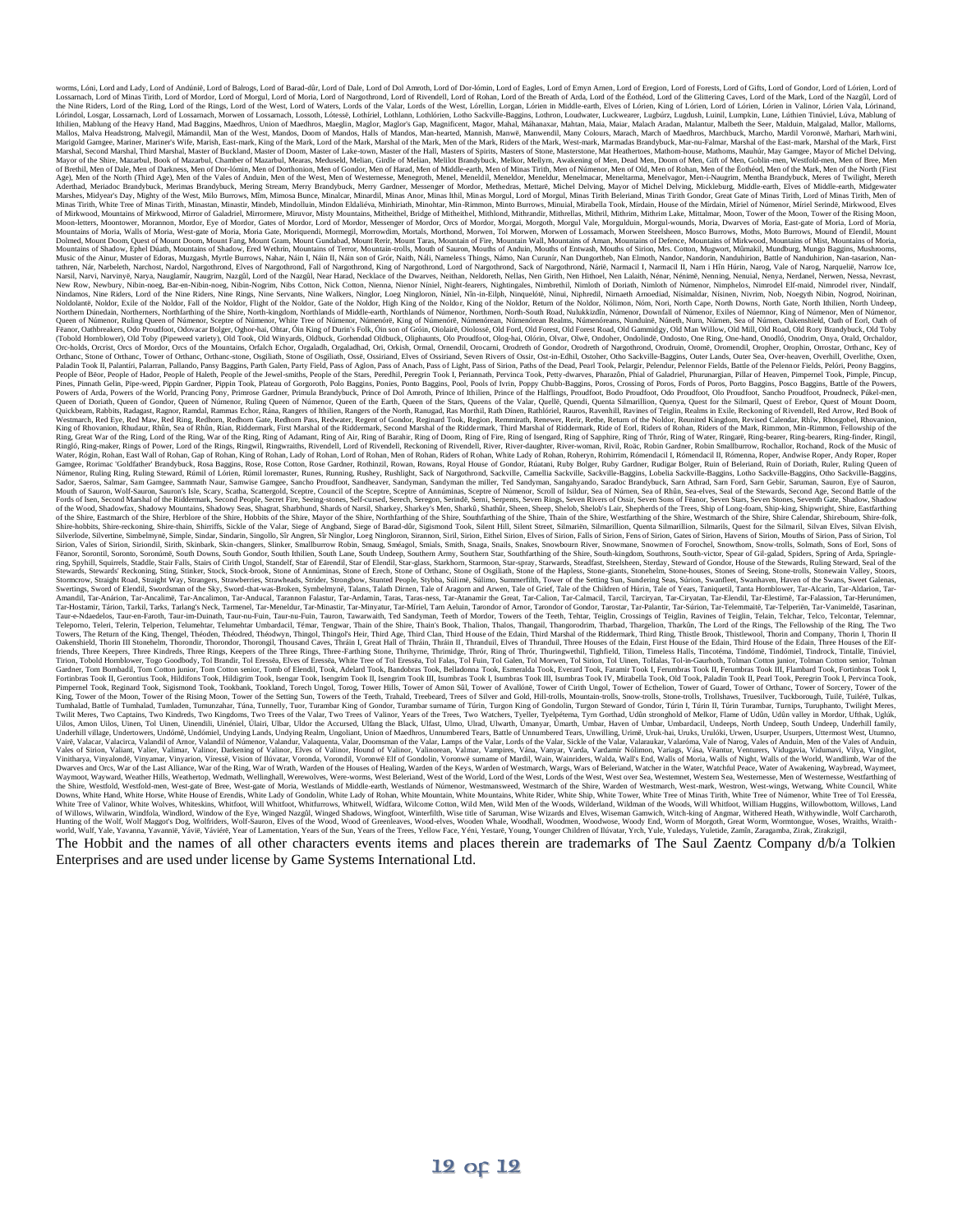worms, Lóni, Lord and Lady, Lord of Andúnië, Lord of Balrogs, Lord of Barad-dûr, Lord of Dale, Lord of Dol Amroth, Lord of Dor-lómin, Lord of Eagles, Lord of Emyn Arnen, Lord of Eregion, Lord of Forests, Lord of Gifts, Lord of Gondor, Lord of Lórien, Lord of Lossarnach, Lord of Minas Tirith, Lord of Mordor, Lord of Morgul, Lord of Moria, Lord of Nargothrond, Lord of Rivendell, Lord of Rohan, Lord of the Breath of Arda, Lord of the Éothéod, Lord of the Glittering Caves, Lord of the Mark, Lord of the Nazgûl, Lord of the Nine Riders, Lord of the Ring, Lord of the Rings, Lord of the West, Lord of Waters, Lords of the Valar, Lords of the West, Lórellin, Lorgan, Lórien in Middle-earth, Elves of Lórien, King of Lórien, Lord of Lórien, Lórien in Valinor, Lórien Vala, Lórinand, Lórindol, Losgar, Lossarnach, Lord of Lossarnach, Morwen of Lossarnach, Lossoth, Lótessë, Lothíriel, Lothlann, Lothlórien, Lotho Sackville-Baggins, Lothron, Loudwater, Luckwearer, Lugbúrz, Lugdush, Luinil, Lumpkin, Lune, Lúthien Tinúviel, Lúva, Mablung of Ithilien, Mablung of the Heavy Hand, Mad Baggins, Maedhros, Union of Maedhros, Maeglin, Maglor, Maglor's Gap, Magnificent, Magor, Mahal, Máhanaxar, Mahtan, Maia, Maiar, Malach Aradan, Malantur, Malbeth the Seer, Malduin, Malgalad, Mallor, Mallorns, Mallos, Malva Headstrong, Malvegil, Mámandil, Man of the West, Mandos, Doom of Mandos, Halls of Mandos, Man-hearted, Mannish, Manwë, Manwendil, Many Colours, Marach, March of Maedhros, Marchbuck, Marcho, Mardil Voronwë, Marhari, Marhwini, Marigold Gamgee, Mariner, Mariner's Wife, Marish, East-mark, King of the Mark, Lord of the Mark, Marshal of the Mark, Men of the Mark, Riders of the Mark, West-mark, Marmadas Brandybuck, Mar-nu-Falmar, Marshal of the East-mark, Marshal of the Mark, First Marshal, Second Marshal, Third Marshal, Master of Buckland, Master of Doom, Master of Lake-town, Master of the Hall, Masters of Spirits, Masters of Stone, Masterstone, Mat Heathertoes, Mathom-house, Mathoms, Mauhúr, May Gamgee, Mayor of Michel Delving, Mayor of the Shire, Mazarbul, Book of Mazarbul, Chamber of Mazarbul, Mearas, Meduseld, Melian, Girdle of Melian, Melilot Brandybuck, Melkor, Mellyrn, Awakening of Men, Dead Men, Doom of Men, Gift of Men, Goblin-men, Westfold-men, Men of Bree, Men of Brethil, Men of Dale, Men of Darkness, Men of Dor-lómin, Men of Dorthonion, Men of Gondor, Men of Harad, Men of Middle-earth, Men of Minas Tirith, Men of Númenor, Men of Old, Men of the Éothéod, Men of the Mark, Men of the North (First Age), Men of the North (Third Age), Men of the Vales of Anduin, Men of the West, Men of Westernesse, Menegroth, Menel, Meneldil, Meneldor, Meneldur, Menelmacar, Meneltarma, Menelvagor, Men-i-Naugrim, Mentha Brandybuck, Meres of Twilight, Mereth Aderthad, Meriadoc Brandybuck, Merimas Brandybuck, Mering Stream, Merry Brandybuck, Merry Gardner, Messenger of Mordor, Methedras, Mettarë, Michel Delving, Mayor of Michel Delving, Mickleburg, Middle-earth, Elves of Middle-earth, Midgewater Marshes, Midyear's Day, Mighty of the West, Milo Burrows, Mîm, Mimosa Bunce, Minalcar, Minardil, Minas Anor, Minas Ithil, Minas Morgul, Lord of Morgul, Minas Tirith Beleriand, Minas Tirith Gondor, Great Gate of Minas Tirith, Lord of Minas Tirith, Men of Minas Tirith, White Tree of Minas Tirith, Minastan, Minastir, Mindeb, Mindolluin, Mindon Eldaliéva, Minhiriath, Minohtar, Min-Rimmon, Minto Burrows, Minuial, Mirabella Took, Mírdain, House of the Mírdain, Míriel of Númenor, Míriel Serindë, Mirkwood, Elves of Mirkwood, Mountains of Mirkwood, Mirror of Galadriel, Mirrormere, Miruvor, Misty Mountains, Mitheithel, Bridge of Mitheithel, Mithlond, Mithrandir, Mithrellas, Mithril, Mithrim, Mithrim Lake, Mittalmar, Moon, Tower of the Moon, Tower of the Rising Moon, Moon-letters, Moontower, Morannon, Mordor, Eye of Mordor, Gates of Mordor, Lord of Mordor, Messenger of Mordor, Orcs of Mordor, Morgai, Morgoth, Morgul Vale, Morgulduin, Morgul-wounds, Moria, Dwarves of Moria, East-gate of Moria, Lord of Moria, Mountains of Moria, Walls of Moria, West-gate of Moria, Moria Gate, Moriquendi, Mormegil, Morrowdim, Mortals, Morthond, Morwen, Tol Morwen, Morwen of Lossarnach, Morwen Steelsheen, Mosco Burrows, Moths, Moto Burrows, Mound of Elendil, Mount Dolmed, Mount Doom, Quest of Mount Doom, Mount Fang, Mount Gram, Mount Gundabad, Mount Rerir, Mount Taras, Mountain of Fire, Mountain Wall, Mountains of Aman, Mountains of Defence, Mountains of Mirkwood, Mountains of Mist, Mountains of Moria, Mountains of Shadow, Ephel Dúath, Mountains of Shadow, Ered Wethrin, Mountains of Terror, Mountain-trolls, Mouth of Sauron, Mouths of Anduin, Mouths of Entwash, Mouths of Sirion, Mrs. Cotton, Mugwort, Mûmakil, Mundburg, Mungo Baggins, Mushrooms, Music of the Ainur, Muster of Edoras, Muzgash, Myrtle Burrows, Nahar, Náin I, Náin II, Náin son of Grór, Naith, Náli, Nameless Things, Námo, Nan Curunír, Nan Dungortheb, Nan Elmoth, Nandor, Nandorin, Nanduhirion, Battle of Nanduhirion, Nan-tasarion, Nan-tathren, Nár, Narbeleth, Narchost, Nardol, Nargothrond, Elves of Nargothrond, Fall of Nargothrond, King of Nargothrond, Lord of Nargothrond, Sack of Nargothrond, Nárië, Narmacil I, Narmacil II, Narn i Hîn Húrin, Narog, Vale of Narog, Narquelië, Narrow Ice, Narsil, Narvi, Narvinyë, Narya, Nauglamír, Naugrim, Nazgûl, Lord of the Nazgûl, Near Harad, Necklace of the Dwarves, Neithan, Neldoreth, Nellas, Nen Girith, Nen Hithoel, Nen Lalaith, Nénar, Nénimë, Nenning, Nenuial, Nenya, Nerdanel, Nerwen, Nessa, Nevrast, New Row, Newbury, Nibin-noeg, Bar-en-Nibin-noeg, Nibin-Nogrim, Nibs Cotton, Nick Cotton, Nienna, Nienor Níniel, Night-fearers, Nightingales, Nimbrethil, Nimloth of Doriath, Nimloth of Númenor, Nimphelos, Nimrodel Elf-maid, Nimrodel river, Nindalf, Nindamos, Nine Riders, Lord of the Nine Riders, Nine Rings, Nine Servants, Nine Walkers, Ninglor, Loeg Ningloron, Níniel, Nîn-in-Eilph, Ninquelótë, Nínui, Niphredil, Nirnaeth Arnoediad, Nísimaldar, Nísinen, Nivrim, Nob, Noegyth Nibin, Nogrod, Noirinan, Noldolantë, Noldor, Exile of the Noldor, Fall of the Noldor, Flight of the Noldor, Gate of the Noldor, High King of the Noldor, King of the Noldor, Return of the Noldor, Nólimon, Nóm, Nori, North Cape, North Downs, North Gate, North Ithilien, North Undeep, Northern Dúnedain, Northerners, Northfarthing of the Shire, North-kingdom, Northlands of Middle-earth, Northlands of Númenor, Northmen, North-South Road, Nulukkizdîn, Númenor, Downfall of Númenor, Exiles of Númenor, King of Númenor, Men of Númenor, Queen of Númenor, Ruling Queen of Númenor, Sceptre of Númenor, White Tree of Númenor, Númenórë, King of Númenórë, Númenórean, Númenórean Realms, Númenóreans, Nunduinë, Núneth, Nurn, Nûrnen, Sea of Nûrnen, Oakenshield, Oath of Eorl, Oath of Fëanor, Oathbreakers, Odo Proudfoot, Odovacar Bolger, Oghor-hai, Ohtar, Óin King of Durin's Folk, Óin son of Gróin, Oiolairë, Oiolossë, Old Ford, Old Forest, Old Gammidgy, Old Man Willow, Old Mill, Old Road, Old Rory Brandybuck, Old Toby (Tobold Hornblower), Old Toby (Pipeweed variety), Old Took, Old Winyards, Oldbuck, Gorhendad Oldbuck, Oliphaunts, Olo Proudfoot, Olog-hai, Olórin, Olvar, Olwë, Ondoher, Ondolindë, Ondosto, One Ring, One-hand, Onodló, Onodrim, Onya, Orald, Orchaldor, Orc-holds, Orcrist, Orcs of Mordor, Orcs of the Mountains, Orfalch Echor, Orgaladh, Orgaladhad, Ori, Orkish, Ormal, Ornendil, Orocarni, Orodreth of Gondor, Orodreth of Nargothrond, Orodruin, Oromë, Oromendil, Oropher, Orophin, Orrostar, Orthanc, Key of Orthanc, Stone of Orthanc, Tower of Orthanc, Orthanc-stone, Osgiliath, Stone of Osgiliath, Ossë, Ossiriand, Elves of Ossiriand, Seven Rivers of Ossir, Ost-in-Edhil, Ostoher, Otho Sackville-Baggins, Outer Lands, Outer Sea, Over-heaven, Overhill, Overlithe, Oxen, Paladin Took II, Palantíri, Palarran, Pallando, Pansy Baggins, Parth Galen, Party Field, Pass of Aglon, Pass of Anach, Pass of Light, Pass of Sirion, Paths of the Dead, Pearl Took, Pelargir, Pelendur, Pelennor Fields, Battle of the Pelennor Fields, Pelóri, Peony Baggins, People of Bëor, People of Hador, People of Haleth, People of the Jewel-smiths, People of the Stars, Peredhil, Peregrin Took I, Periannath, Pervinca Took, Petty-dwarves, Pharazôn, Phial of Galadriel, Pharunrangian, Pillar of Heaven, Pimpernel Took, Pimple, Pincup, Pines, Pinnath Gelin, Pipe-weed, Pippin Gardner, Pippin Took, Plateau of Gorgoroth, Polo Baggins, Ponies, Ponto Baggins, Pool, Pools of Ivrin, Poppy Chubb-Baggins, Poros, Crossing of Poros, Fords of Poros, Porto Baggins, Posco Baggins, Battle of the Powers, Powers of Arda, Powers of the World, Prancing Pony, Primrose Gardner, Primula Brandybuck, Prince of Dol Amroth, Prince of Ithilien, Prince of the Halflings, Proudfoot, Bodo Proudfoot, Odo Proudfoot, Olo Proudfoot, Sancho Proudfoot, Proudneck, Púkel-men, Queen of Doriath, Queen of Gondor, Queen of Númenor, Ruling Queen of Númenor, Queen of the Earth, Queen of the Stars, Queens of the Valar, Quellë, Quendi, Quenta Silmarillion, Quenya, Quest for the Silmaril, Quest of Erebor, Quest of Mount Doom, Quickbeam, Rabbits, Radagast, Ragnor, Ramdal, Rammas Echor, Rána, Rangers of Ithilien, Rangers of the North, Ranugad, Ras Morthil, Rath Dínen, Rathlóriel, Rauros, Ravenhill, Ravines of Teiglin, Realms in Exile, Reckoning of Rivendell, Red Arrow, Red Book of Westmarch, Red Eye, Red Maw, Red Ring, Redhorn, Redhorn Gate, Redhorn Pass, Redwater, Regent of Gondor, Reginard Took, Region, Remmirath, Renewer, Rerir, Rethe, Return of the Noldor, Reunited Kingdom, Revised Calendar, Rhîw, Rhosgobel, Rhovanion, King of Rhovanion, Rhudaur, Rhûn, Sea of Rhûn, Rian, Riddermark, First Marshal of the Riddermark, Second Marshal of the Riddermark, Third Marshal of the Riddermark, Ride of Eorl, Riders of Rohan, Riders of the Mark, Rimmon, Min-Rimmon, Fellowship of the Ring, Great War of the Ring, Lord of the Ring, War of the Ring, Ring of Adamant, Ring of Air, Ring of Barahir, Ring of Doom, Ring of Fire, Ring of Isengard, Ring of Sapphire, Ring of Thrór, Ring of Water, Ringarë, Ring-bearer, Ring-bearers, Ring-finder, Ringil, Ringló, Ring-maker, Rings of Power, Lord of the Rings, Ringwil, Ringwraiths, Rivendell, Lord of Rivendell, Reckoning of Rivendell, River, River-daughter, River-woman, Rivil, Roäc, Robin Gardner, Robin Smallburrow, Rochallor, Rochand, Rock of the Music of Water, Rógin, Rohan, East Wall of Rohan, Gap of Rohan, King of Rohan, Lady of Rohan, Lord of Rohan, Men of Rohan, Riders of Rohan, White Lady of Rohan, Roheryn, Rohirrim, Rómendacil I, Rómendacil II, Rómenna, Roper, Andwise Roper, Andy Roper, Roper Gamgee, Rorimac 'Goldfather' Brandybuck, Rosa Baggins, Rose, Rose Cotton, Rose Gardner, Rothinzil, Rowan, Rowans, Royal House of Gondor, Rúatani, Ruby Bolger, Ruby Gardner, Rudigar Bolger, Ruin of Beleriand, Ruin of Doriath, Ruler, Ruling Queen of Númenor, Ruling Ring, Ruling Steward, Rúmil of Lórien, Rúmil loremaster, Runes, Running, Rushey, Rushlight, Sack of Nargothrond, Sackville, Camellia Sackville, Sackville-Baggins, Lobelia Sackville-Baggins, Lotho Sackville-Baggins, Otho Sackville-Baggins, Sador, Saeros, Salmar, Sam Gamgee, Sammath Naur, Samwise Gamgee, Sancho Proudfoot, Sandheaver, Sandyman, Sandyman the miller, Ted Sandyman, Sangahyando, Saradoc Brandybuck, Sarn Athrad, Sarn Ford, Sarn Gebir, Saruman, Sauron, Eye of Sauron, Mouth of Sauron, Wolf-Sauron, Sauron's Isle, Scary, Scatha, Scattergold, Sceptre, Council of the Sceptre, Sceptre of Annúminas, Sceptre of Númenor, Scroll of Isildur, Sea of Nûrnen, Sea of Rhûn, Sea-elves, Seal of the Stewards, Second Age, Second Battle of the Fords of Isen, Second Marshal of the Riddermark, Second People, Secret Fire, Seeing-stones, Self-cursed, Serech, Seregon, Serindë, Serni, Serpents, Seven Rings, Seven Rivers of Ossir, Seven Sons of Fëanor, Seven Stars, Seven Stones, Seventh Gate, Shadow, Shadow of the Wood, Shadowfax, Shadowy Mountains, Shadowy Seas, Shagrat, Sharbhund, Shards of Narsil, Sharkey, Sharkey's Men, Sharkû, Shathûr, Sheen, Sheep, Shelob, Shelob's Lair, Shepherds of the Trees, Ship of Long-foam, Ship-king, Shipwright, Shire, Eastfarthing of the Shire, Eastmarch of the Shire, Herblore of the Shire, Hobbits of the Shire, Mayor of the Shire, Northfarthing of the Shire, Southfarthing of the Shire, Thain of the Shire, Westfarthing of the Shire, Westmarch of the Shire, Shire Calendar, Shirebourn, Shire-folk, Shire-hobbits, Shire-reckoning, Shire-thain, Shirriffs, Sickle of the Valar, Siege of Angband, Siege of Barad-dûr, Sigismond Took, Silent Hill, Silent Street, Silmarien, Silmarillion, Quenta Silmarillion, Silmarils, Quest for the Silmaril, Silvan Elves, Silvan Elvish, Silverlode, Silvertine, Simbelmynë, Simple, Sindar, Sindarin, Singollo, Sîr Angren, Sîr Ninglor, Loeg Ningloron, Sirannon, Siril, Sirion, Eithel Sirion, Elves of Sirion, Falls of Sirion, Fens of Sirion, Gates of Sirion, Havens of Sirion, Mouths of Sirion, Pass of Sirion, Tol Sirion, Vales of Sirion, Siriondil, Sirith, Skinbark, Skin-changers, Slinker, Smallburrow Robin, Smaug, Sméagol, Smials, Smith, Snaga, Snails, Snakes, Snowbourn River, Snowmane, Snowmen of Forochel, Snowthorn, Snow-trolls, Solmath, Sons of Eorl, Sons of Fëanor, Sorontil, Soronto, Soronúmë, South Downs, South Gondor, South Ithilien, South Lane, South Undeep, Southern Army, Southern Star, Southfarthing of the Shire, South-kingdom, Southrons, South-victor, Spear of Gil-galad, Spiders, Spring of Arda, Springle-ring, Spyhill, Squirrels, Staddle, Stair Falls, Stairs of Cirith Ungol, Standelf, Star of Eärendil, Star of Elendil, Star-glass, Starkhorn, Starmoon, Star-spray, Starwards, Steadfast, Steelsheen, Sterday, Steward of Gondor, House of the Stewards, Ruling Steward, Seal of the Stewards, Stewards' Reckoning, Sting, Stinker, Stock, Stock-brook, Stone of Annúminas, Stone of Erech, Stone of Orthanc, Stone of Osgiliath, Stone of the Hapless, Stone-giants, Stonehelm, Stone-houses, Stones of Seeing, Stone-trolls, Stonewain Valley, Stoors, Stormcrow, Straight Road, Straight Way, Strangers, Strawberries, Strawheads, Strider, Strongbow, Stunted People, Stybba, Súlimë, Súlimo, Summerfilth, Tower of the Setting Sun, Sundering Seas, Súrion, Swanfleet, Swanhaven, Haven of the Swans, Sweet Galenas, Swertings, Sword of Elendil, Swordsman of the Sky, Sword-that-was-Broken, Symbelmynë, Talans, Talath Dirnen, Tale of Aragorn and Arwen, Tale of Grief, Tale of the Children of Húrin, Tale of Years, Taniquetil, Tanta Hornblower, Tar-Alcarin, Tar-Aldarion, Tar-Amandil, Tar-Anárion, Tar-Ancalimë, Tar-Ancalimon, Tar-Anducal, Tarannon Falastur, Tar-Ardamin, Taras, Taras-ness, Tar-Atanamir the Great, Tar-Calion, Tar-Calmacil, Tarcil, Tarciryan, Tar-Ciryatan, Tar-Elendil, Tar-Elestirnë, Tar-Falassion, Tar-Herunúmen, Tar-Hostamir, Tárion, Tarkil, Tarks, Tarlang's Neck, Tarmenel, Tar-Meneldur, Tar-Minastir, Tar-Minyatur, Tar-Míriel, Tarn Aeluin, Tarondor of Anor, Tarondor of Gondor, Tarostar, Tar-Palantir, Tar-Súrion, Tar-Telemmaitë, Tar-Telperiën, Tar-Vanimeldë, Tasarinan, Taur-e-Ndaedelos, Taur-en-Faroth, Taur-im-Duinath, Taur-nu-Fuin, Taur-nu-Fuin, Tauron, Tawarwaith, Ted Sandyman, Teeth of Mordor, Towers of the Teeth, Tehtar, Teiglin, Crossings of Teiglin, Ravines of Teiglin, Telain, Telchar, Telco, Telcontar, Telemnar, Teleporno, Teleri, Telerin, Telperion, Telumehtar, Telumehtar Umbardacil, Témar, Tengwar, Thain of the Shire, Thain's Book, Thalion, Thalos, Thangail, Thangorodrim, Tharbad, Thargelion, Tharkûn, The Lord of the Rings, The Fellowship of the Ring, The Two Towers, The Return of the King, Thengel, Théoden, Théodred, Théodwyn, Thingol, Thingol's Heir, Third Age, Third Clan, Third House of the Edain, Third Marshal of the Riddermark, Third Ring, Thistle Brook, Thistlewool, Thorin and Company, Thorin I, Thorin II Oakenshield, Thorin III Stonehelm, Thorondir, Thorondor, Thorongil, Thousand Caves, Thráin I, Great Hall of Thráin, Thráin II, Thranduil, Elves of Thranduil, Three Houses of the Edain, First House of the Edain, Third House of the Edain, Three Houses of the Elf-friends, Three Keepers, Three Kindreds, Three Rings, Keepers of the Three Rings, Three-Farthing Stone, Thrihyrne, Thrimidge, Thrór, Ring of Thrór, Thuringwethil, Tighfield, Tilion, Timeless Halls, Tincotéma, Tindómë, Tindómiel, Tindrock, Tintallë, Tinúviel, Tirion, Tobold Hornblower, Togo Goodbody, Tol Brandir, Tol Eressëa, Elves of Eressëa, White Tree of Tol Eressëa, Tol Falas, Tol Fuin, Tol Galen, Tol Morwen, Tol Sirion, Tol Uinen, Tolfalas, Tol-in-Gaurhoth, Tolman Cotton junior, Tolman Cotton senior, Tolman Gardner, Tom Bombadil, Tom Cotton junior, Tom Cotton senior, Tomb of Elendil, Took, Adelard Took, Bandobras Took, Belladonna Took, Esmeralda Took, Everard Took, Faramir Took I, Ferumbras Took II, Ferumbras Took III, Flambard Took, Fortinbras Took I, Fortinbras Took II, Gerontius Took, Hildifons Took, Hildigrim Took, Isengar Took, Isengrim Took II, Isengrim Took III, Isumbras Took I, Isumbras Took III, Isumbras Took IV, Mirabella Took, Old Took, Paladin Took II, Pearl Took, Peregrin Took I, Pervinca Took, Pimpernel Took, Reginard Took, Sigismond Took, Tookbank, Tookland, Torech Ungol, Torog, Tower Hills, Tower of Amon Sûl, Tower of Avallónë, Tower of Cirith Ungol, Tower of Ecthelion, Tower of Guard, Tower of Orthanc, Tower of Sorcery, Tower of the King, Tower of the Moon, Tower of the Rising Moon, Tower of the Setting Sun, Towers of the Teeth, Trahald, Treebeard, Trees of Silver and Gold, Hill-trolls, Mountain-trolls, Snow-trolls, Stone-trolls, Trollshaws, Truesilver, Tuckborough, Tuilë, Tuilérë, Tulkas, Tumhalad, Battle of Tumhalad, Tumladen, Tumunzahar, Túna, Tunnelly, Tuor, Turambar King of Gondor, Turambar surname of Túrin, Turgon King of Gondolin, Turgon Steward of Gondor, Túrin I, Túrin II, Túrin Turambar, Turnips, Turuphanto, Twilight Meres, Twilit Meres, Two Captains, Two Kindreds, Two Kingdoms, Two Trees of the Valar, Two Trees of Valinor, Years of the Trees, Two Watchers, Tyeller, Tyelpetéma, Tyrn Gorthad, Udûn stronghold of Melkor, Flame of Udûn, Udûn valley in Mordor, Ufthak, Uglúk, Uilos, Amon Uilos, Uinen, Tol Uinen, Uinendili, Uinéniel, Úlairi, Ulbar, Uldor the Accursed, Ulfang the Black, Ulfast, Ulmo, Ulrad, Ulwarth, Úmanyar, Úmarth, Umbar, Haven of Umbar, Umbardacil, Undeeps, North Undeep, South Undeep, Underhill family, Underhill village, Undertowers, Undómë, Undómiel, Undying Lands, Undying Realm, Ungoliant, Union of Maedhros, Unnumbered Tears, Battle of Unnumbered Tears, Unwilling, Urimë, Uruk-hai, Uruks, Urulóki, Urwen, Usurper, Usurpers, Uttermost West, Utumno, Vairë, Valacar, Valacirca, Valandil of Arnor, Valandil of Númenor, Valandur, Valaquenta, Valar, Doomsman of the Valar, Lamps of the Valar, Lords of the Valar, Sickle of the Valar, Valaraukar, Valaróma, Vale of Narog, Vales of Anduin, Men of the Vales of Anduin, Vales of Sirion, Valiant, Valier, Valimar, Valinor, Darkening of Valinor, Elves of Valinor, Hound of Valinor, Valinorean, Valmar, Vampires, Vána, Vanyar, Varda, Vardamir Nólimon, Variags, Vása, Vëantur, Venturers, Vidugavia, Vidumavi, Vilya, Vingilot, Vinitharya, Vinyalondë, Vinyamar, Vinyarion, Víressë, Vision of Ilúvatar, Voronda, Voronwë Elf of Gondolin, Voronwë surname of Mardil, Wain, Wainriders, Walda, Wall's End, Walls of Moria, Walls of Night, Walls of the World, Wandlimb, War of the Dwarves and Orcs, War of the Last Alliance, War of the Ring, War of Wrath, Warden of the Houses of Healing, Warden of the Keys, Warden of Westmarch, Wargs, Wars of Beleriand, Watcher in the Water, Watchful Peace, Water of Awakening, Waybread, Waymeet, Waymoot, Wayward, Weather Hills, Weathertop, Wedmath, Wellinghall, Werewolves, Were-worms, West Beleriand, West of the World, Lord of the West, Lords of the West, West over Sea, Westernesse, Western Sea, Westernesse, Men of Westernesse, Westfarthing of the Shire, Westfold, Westfold-men, West-gate of Bree, West-gate of Moria, Westlands of Middle-earth, Westlands of Númenor, Westmansweed, Westmarch of the Shire, Warden of Westmarch, West-mark, Westron, West-wings, Wetwang, White Council, White Downs, White Hand, White Horse, White House of Erendis, White Lady of Gondolin, White Lady of Rohan, White Mountain, White Mountains, White Rider, White Ship, White Tower, White Tree of Minas Tirith, White Tree of Númenor, White Tree of Tol Eressëa, White Tree of Valinor, White Wolves, Whiteskins, Whitfoot, Will Whitfoot, Whitfurrows, Whitwell, Widfara, Wilcome Cotton, Wild Men, Wild Men of the Woods, Wilderland, Wildman of the Woods, Will Whitfoot, William Huggins, Willowbottom, Willows, Land of Willows, Wilwarin, Windfola, Windlord, Window of the Eye, Winged Nazgûl, Winged Shadows, Wingfoot, Winterfilth, Wise title of Saruman, Wise Wizards and Elves, Wiseman Gamwich, Witch-king of Angmar, Withered Heath, Withywindle, Wolf Carcharoth, Hunting of the Wolf, Wolf Maggot's Dog, Wolfriders, Wolf-Sauron, Elves of the Wood, Wood of Greenleaves, Wood-elves, Wooden Whale, Woodhall, Woodmen, Woodwose, Woody End, Worm of Morgoth, Great Worm, Wormtongue, Woses, Wraiths, Wraith-world, Wulf, Yale, Yavanna, Yavannië, Yávië, Yáviérë, Year of Lamentation, Years of the Sun, Years of the Trees, Yellow Face, Yéni, Yestarë, Young, Younger Children of Ilúvatar, Yrch, Yule, Yuledays, Yuletide, Zamîn, Zaragamba, Zirak, Zirakzigil,

The Hobbit and the names of all other characters events items and places therein are trademarks of The Saul Zaentz Company d/b/a Tolkien Enterprises and are used under license by Game Systems International Ltd.